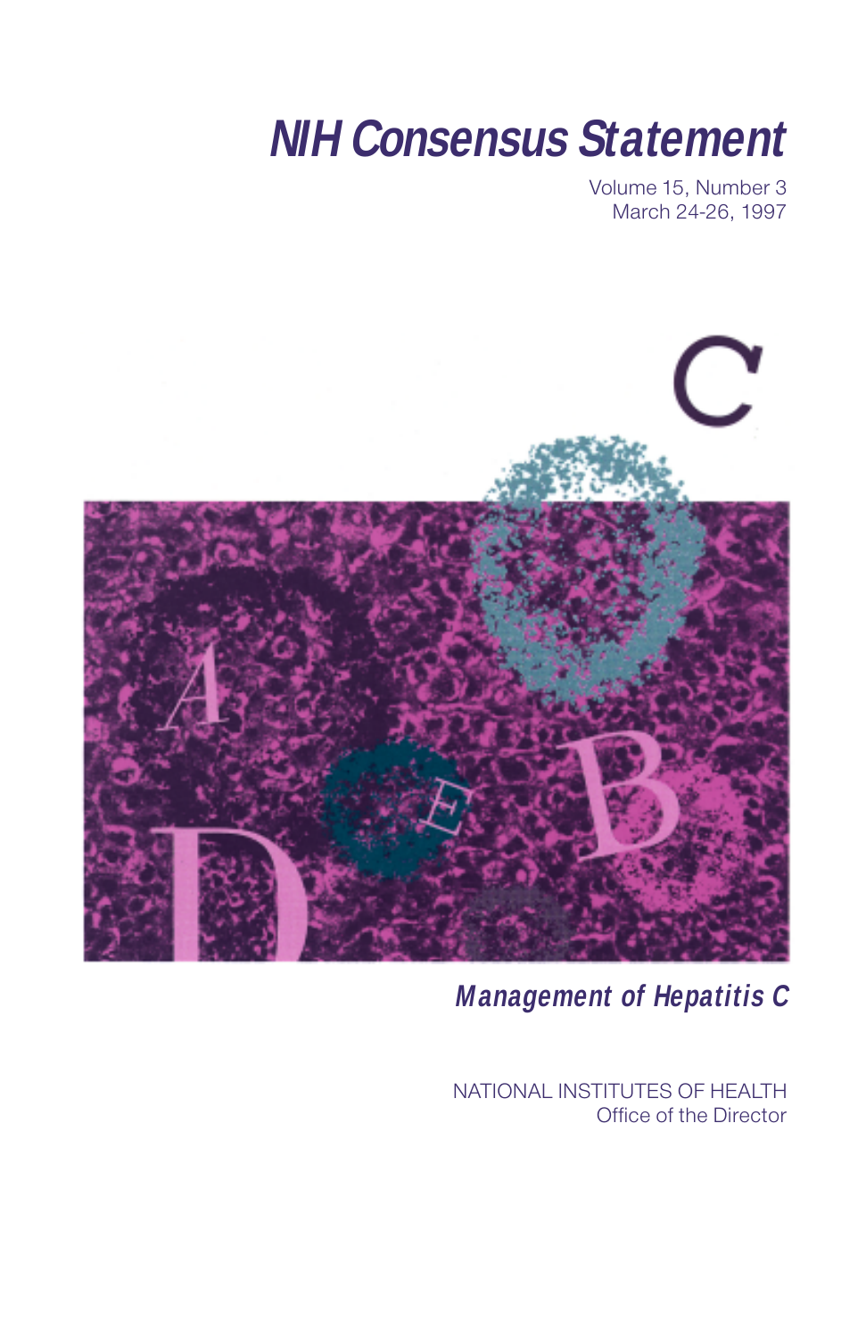# NIH Consensus Statement

Volume 15, Number 3
March 24-26, 1997

## Management of Hepatitis C

NATIONAL INSTITUTES OF HEALTH
Office of the Director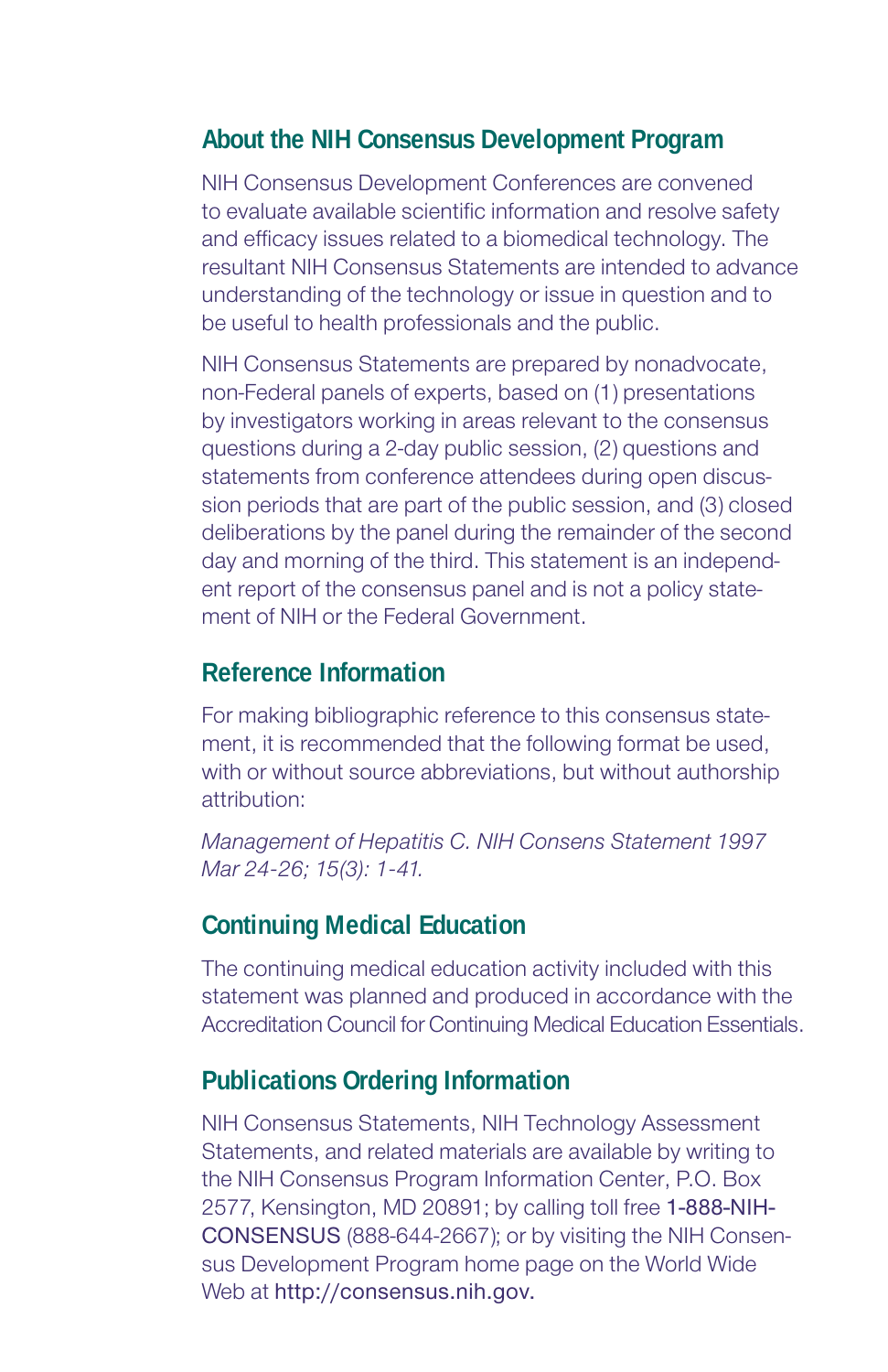## About the NIH Consensus Development Program

NIH Consensus Development Conferences are convened to evaluate available scientific information and resolve safety and efficacy issues related to a biomedical technology. The resultant NIH Consensus Statements are intended to advance understanding of the technology or issue in question and to be useful to health professionals and the public.

NIH Consensus Statements are prepared by nonadvocate, non-Federal panels of experts, based on (1) presentations by investigators working in areas relevant to the consensus questions during a 2-day public session, (2) questions and statements from conference attendees during open discussion periods that are part of the public session, and (3) closed deliberations by the panel during the remainder of the second day and morning of the third. This statement is an independent report of the consensus panel and is not a policy statement of NIH or the Federal Government.

## Reference Information

For making bibliographic reference to this consensus statement, it is recommended that the following format be used, with or without source abbreviations, but without authorship attribution:

*Management of Hepatitis C. NIH Consens Statement 1997 Mar 24-26; 15(3): 1-41.*

## Continuing Medical Education

The continuing medical education activity included with this statement was planned and produced in accordance with the Accreditation Council for Continuing Medical Education Essentials.

## Publications Ordering Information

NIH Consensus Statements, NIH Technology Assessment Statements, and related materials are available by writing to the NIH Consensus Program Information Center, P.O. Box 2577, Kensington, MD 20891; by calling toll free 1-888-NIH-CONSENSUS (888-644-2667); or by visiting the NIH Consensus Development Program home page on the World Wide Web at http://consensus.nih.gov.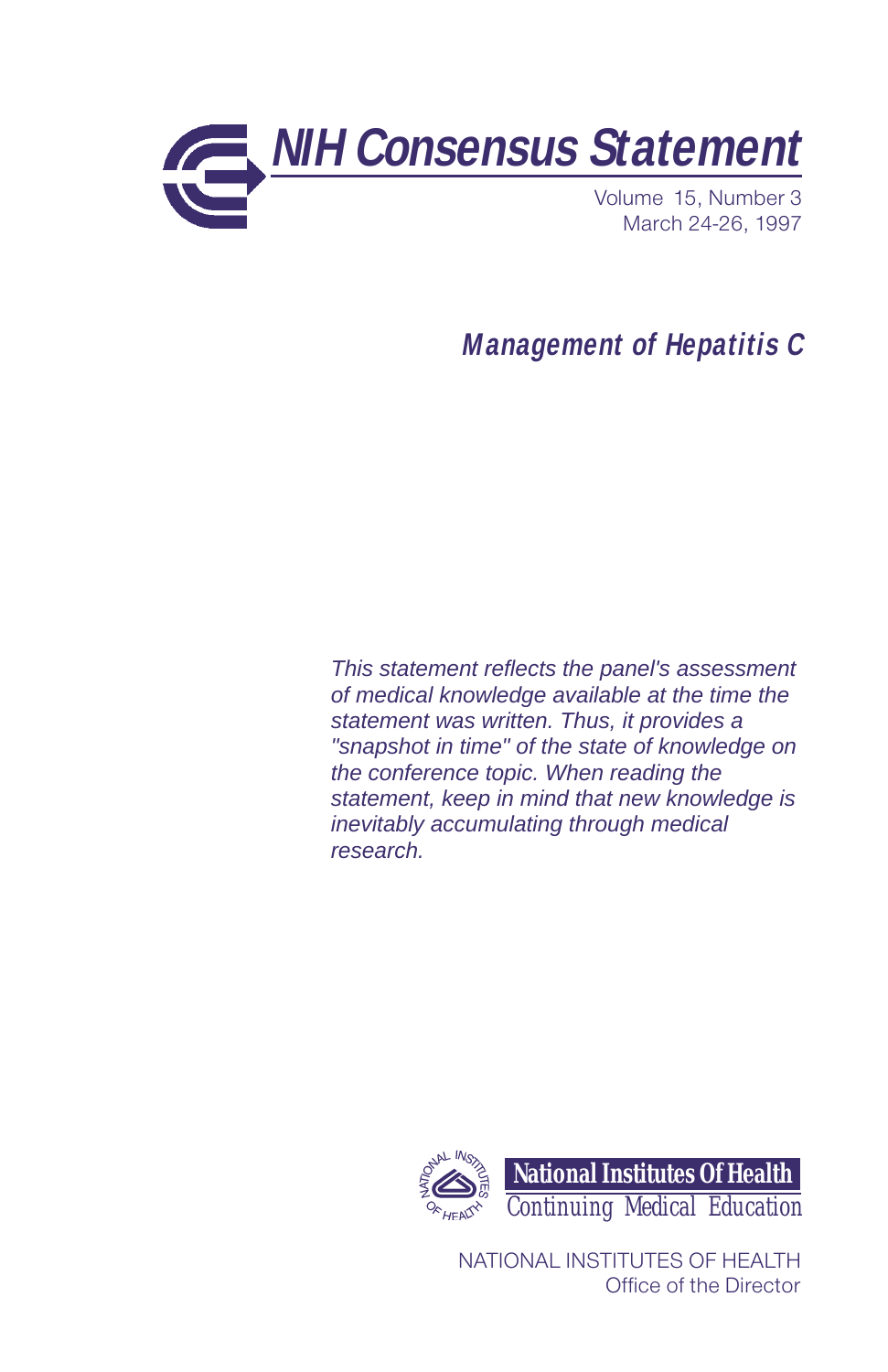# NIH Consensus Statement

Volume 15, Number 3
March 24-26, 1997

## *Management of Hepatitis C*

*This statement reflects the panel's assessment of medical knowledge available at the time the statement was written. Thus, it provides a "snapshot in time" of the state of knowledge on the conference topic. When reading the statement, keep in mind that new knowledge is inevitably accumulating through medical research.*

**National Institutes Of Health**
Continuing Medical Education

NATIONAL INSTITUTES OF HEALTH
Office of the Director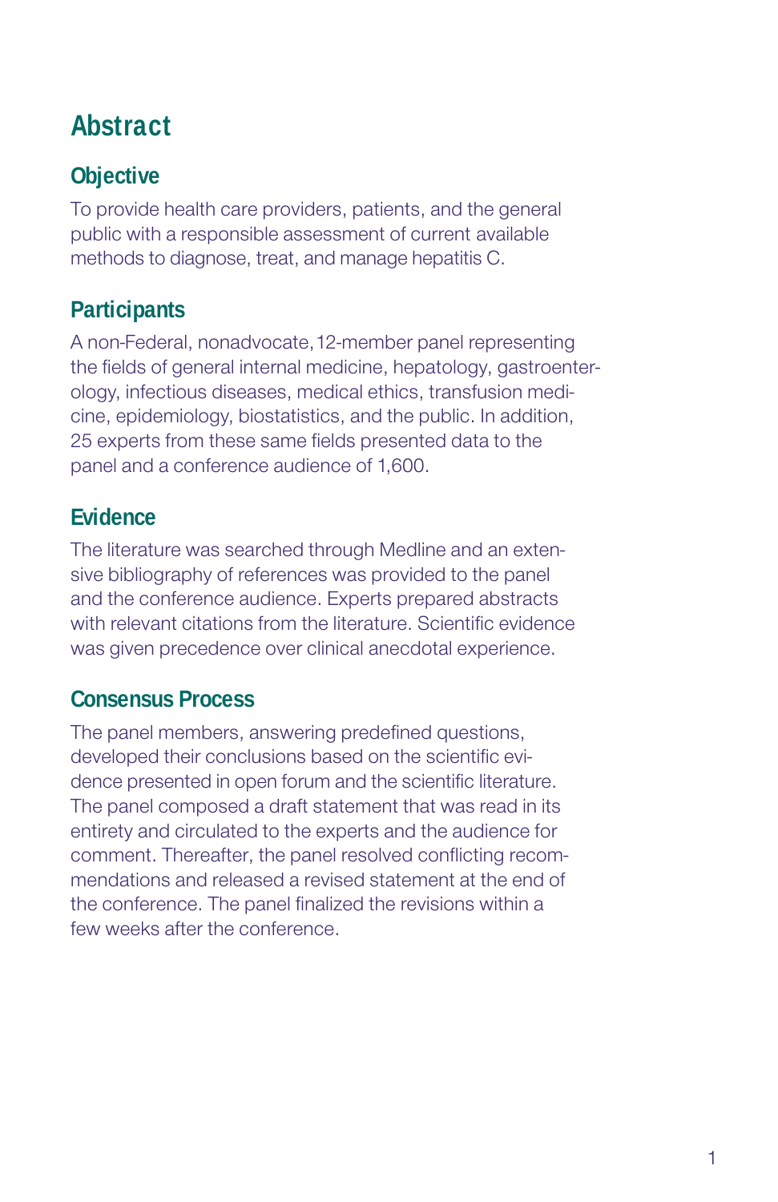# Abstract

## Objective

To provide health care providers, patients, and the general public with a responsible assessment of current available methods to diagnose, treat, and manage hepatitis C.

## Participants

A non-Federal, nonadvocate, 12-member panel representing the fields of general internal medicine, hepatology, gastroenterology, infectious diseases, medical ethics, transfusion medicine, epidemiology, biostatistics, and the public. In addition, 25 experts from these same fields presented data to the panel and a conference audience of 1,600.

## Evidence

The literature was searched through Medline and an extensive bibliography of references was provided to the panel and the conference audience. Experts prepared abstracts with relevant citations from the literature. Scientific evidence was given precedence over clinical anecdotal experience.

## Consensus Process

The panel members, answering predefined questions, developed their conclusions based on the scientific evidence presented in open forum and the scientific literature. The panel composed a draft statement that was read in its entirety and circulated to the experts and the audience for comment. Thereafter, the panel resolved conflicting recommendations and released a revised statement at the end of the conference. The panel finalized the revisions within a few weeks after the conference.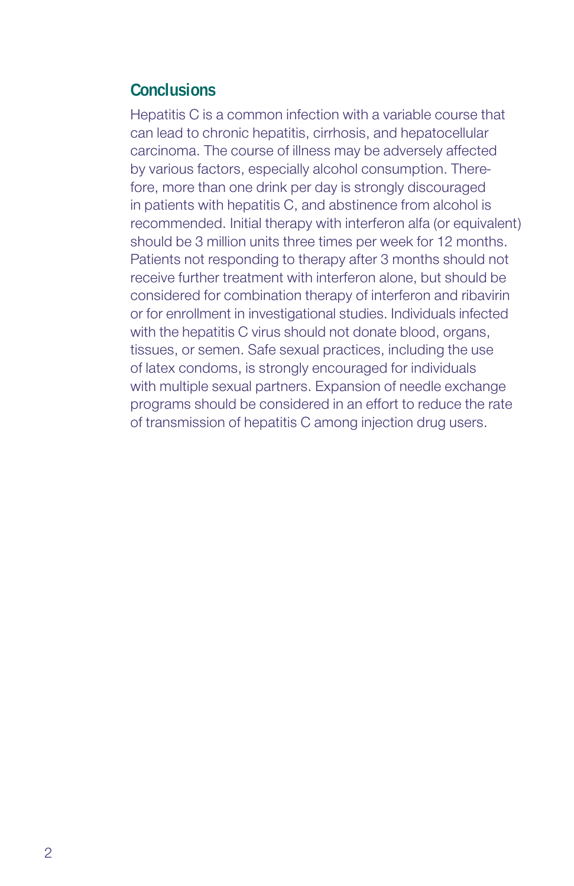## Conclusions

Hepatitis C is a common infection with a variable course that can lead to chronic hepatitis, cirrhosis, and hepatocellular carcinoma. The course of illness may be adversely affected by various factors, especially alcohol consumption. Therefore, more than one drink per day is strongly discouraged in patients with hepatitis C, and abstinence from alcohol is recommended. Initial therapy with interferon alfa (or equivalent) should be 3 million units three times per week for 12 months. Patients not responding to therapy after 3 months should not receive further treatment with interferon alone, but should be considered for combination therapy of interferon and ribavirin or for enrollment in investigational studies. Individuals infected with the hepatitis C virus should not donate blood, organs, tissues, or semen. Safe sexual practices, including the use of latex condoms, is strongly encouraged for individuals with multiple sexual partners. Expansion of needle exchange programs should be considered in an effort to reduce the rate of transmission of hepatitis C among injection drug users.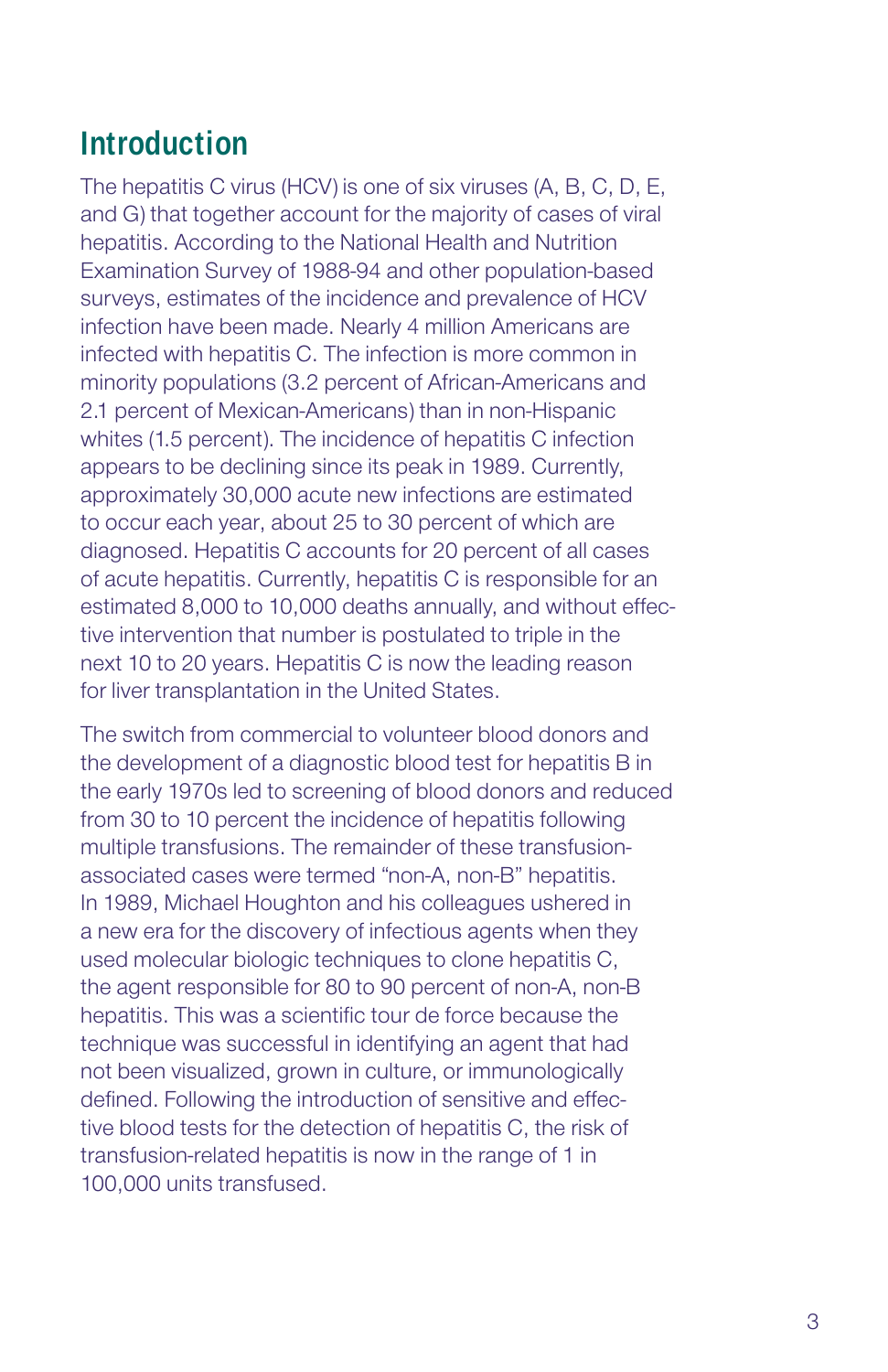## Introduction

The hepatitis C virus (HCV) is one of six viruses (A, B, C, D, E, and G) that together account for the majority of cases of viral hepatitis. According to the National Health and Nutrition Examination Survey of 1988-94 and other population-based surveys, estimates of the incidence and prevalence of HCV infection have been made. Nearly 4 million Americans are infected with hepatitis C. The infection is more common in minority populations (3.2 percent of African-Americans and 2.1 percent of Mexican-Americans) than in non-Hispanic whites (1.5 percent). The incidence of hepatitis C infection appears to be declining since its peak in 1989. Currently, approximately 30,000 acute new infections are estimated to occur each year, about 25 to 30 percent of which are diagnosed. Hepatitis C accounts for 20 percent of all cases of acute hepatitis. Currently, hepatitis C is responsible for an estimated 8,000 to 10,000 deaths annually, and without effective intervention that number is postulated to triple in the next 10 to 20 years. Hepatitis C is now the leading reason for liver transplantation in the United States.

The switch from commercial to volunteer blood donors and the development of a diagnostic blood test for hepatitis B in the early 1970s led to screening of blood donors and reduced from 30 to 10 percent the incidence of hepatitis following multiple transfusions. The remainder of these transfusion-associated cases were termed "non-A, non-B" hepatitis. In 1989, Michael Houghton and his colleagues ushered in a new era for the discovery of infectious agents when they used molecular biologic techniques to clone hepatitis C, the agent responsible for 80 to 90 percent of non-A, non-B hepatitis. This was a scientific tour de force because the technique was successful in identifying an agent that had not been visualized, grown in culture, or immunologically defined. Following the introduction of sensitive and effective blood tests for the detection of hepatitis C, the risk of transfusion-related hepatitis is now in the range of 1 in 100,000 units transfused.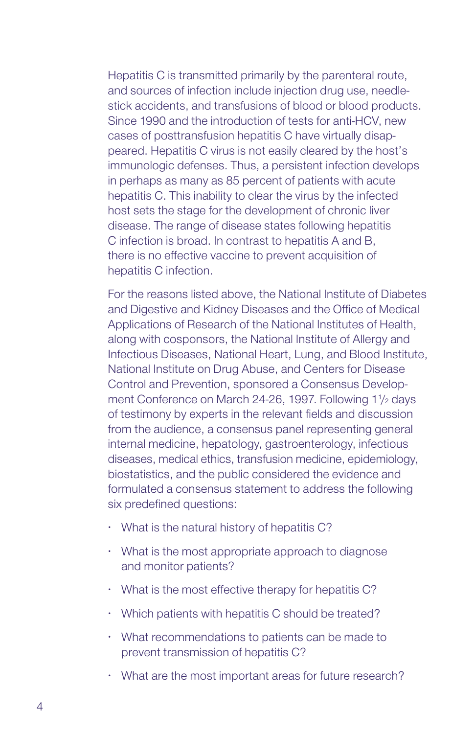Hepatitis C is transmitted primarily by the parenteral route, and sources of infection include injection drug use, needle-stick accidents, and transfusions of blood or blood products. Since 1990 and the introduction of tests for anti-HCV, new cases of posttransfusion hepatitis C have virtually disappeared. Hepatitis C virus is not easily cleared by the host's immunologic defenses. Thus, a persistent infection develops in perhaps as many as 85 percent of patients with acute hepatitis C. This inability to clear the virus by the infected host sets the stage for the development of chronic liver disease. The range of disease states following hepatitis C infection is broad. In contrast to hepatitis A and B, there is no effective vaccine to prevent acquisition of hepatitis C infection.

For the reasons listed above, the National Institute of Diabetes and Digestive and Kidney Diseases and the Office of Medical Applications of Research of the National Institutes of Health, along with cosponsors, the National Institute of Allergy and Infectious Diseases, National Heart, Lung, and Blood Institute, National Institute on Drug Abuse, and Centers for Disease Control and Prevention, sponsored a Consensus Development Conference on March 24-26, 1997. Following 1½ days of testimony by experts in the relevant fields and discussion from the audience, a consensus panel representing general internal medicine, hepatology, gastroenterology, infectious diseases, medical ethics, transfusion medicine, epidemiology, biostatistics, and the public considered the evidence and formulated a consensus statement to address the following six predefined questions:

- What is the natural history of hepatitis C?
- What is the most appropriate approach to diagnose and monitor patients?
- What is the most effective therapy for hepatitis C?
- Which patients with hepatitis C should be treated?
- What recommendations to patients can be made to prevent transmission of hepatitis C?
- What are the most important areas for future research?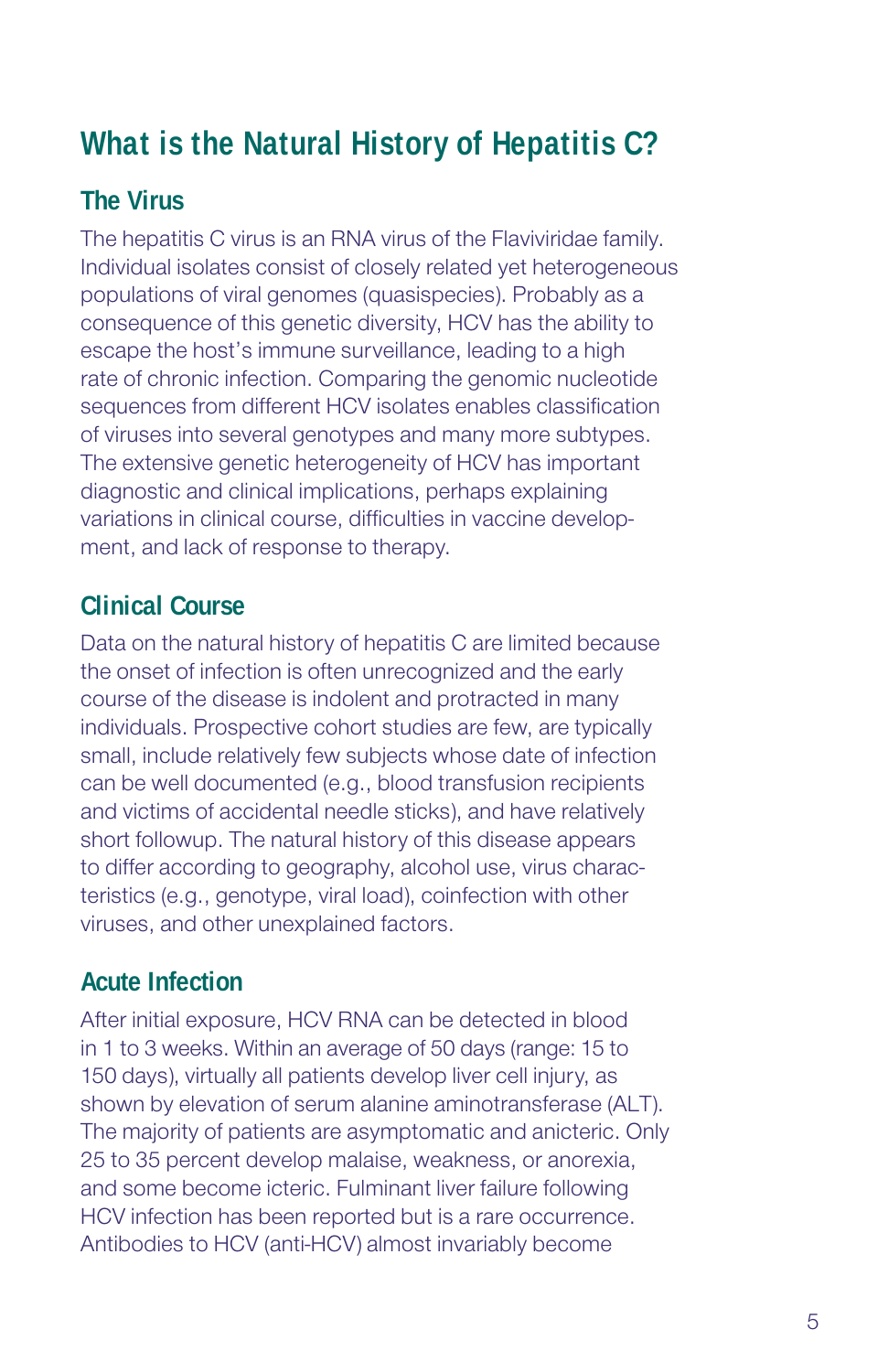# What is the Natural History of Hepatitis C?

## The Virus

The hepatitis C virus is an RNA virus of the Flaviviridae family. Individual isolates consist of closely related yet heterogeneous populations of viral genomes (quasispecies). Probably as a consequence of this genetic diversity, HCV has the ability to escape the host's immune surveillance, leading to a high rate of chronic infection. Comparing the genomic nucleotide sequences from different HCV isolates enables classification of viruses into several genotypes and many more subtypes. The extensive genetic heterogeneity of HCV has important diagnostic and clinical implications, perhaps explaining variations in clinical course, difficulties in vaccine development, and lack of response to therapy.

## Clinical Course

Data on the natural history of hepatitis C are limited because the onset of infection is often unrecognized and the early course of the disease is indolent and protracted in many individuals. Prospective cohort studies are few, are typically small, include relatively few subjects whose date of infection can be well documented (e.g., blood transfusion recipients and victims of accidental needle sticks), and have relatively short followup. The natural history of this disease appears to differ according to geography, alcohol use, virus characteristics (e.g., genotype, viral load), coinfection with other viruses, and other unexplained factors.

## Acute Infection

After initial exposure, HCV RNA can be detected in blood in 1 to 3 weeks. Within an average of 50 days (range: 15 to 150 days), virtually all patients develop liver cell injury, as shown by elevation of serum alanine aminotransferase (ALT). The majority of patients are asymptomatic and anicteric. Only 25 to 35 percent develop malaise, weakness, or anorexia, and some become icteric. Fulminant liver failure following HCV infection has been reported but is a rare occurrence. Antibodies to HCV (anti-HCV) almost invariably become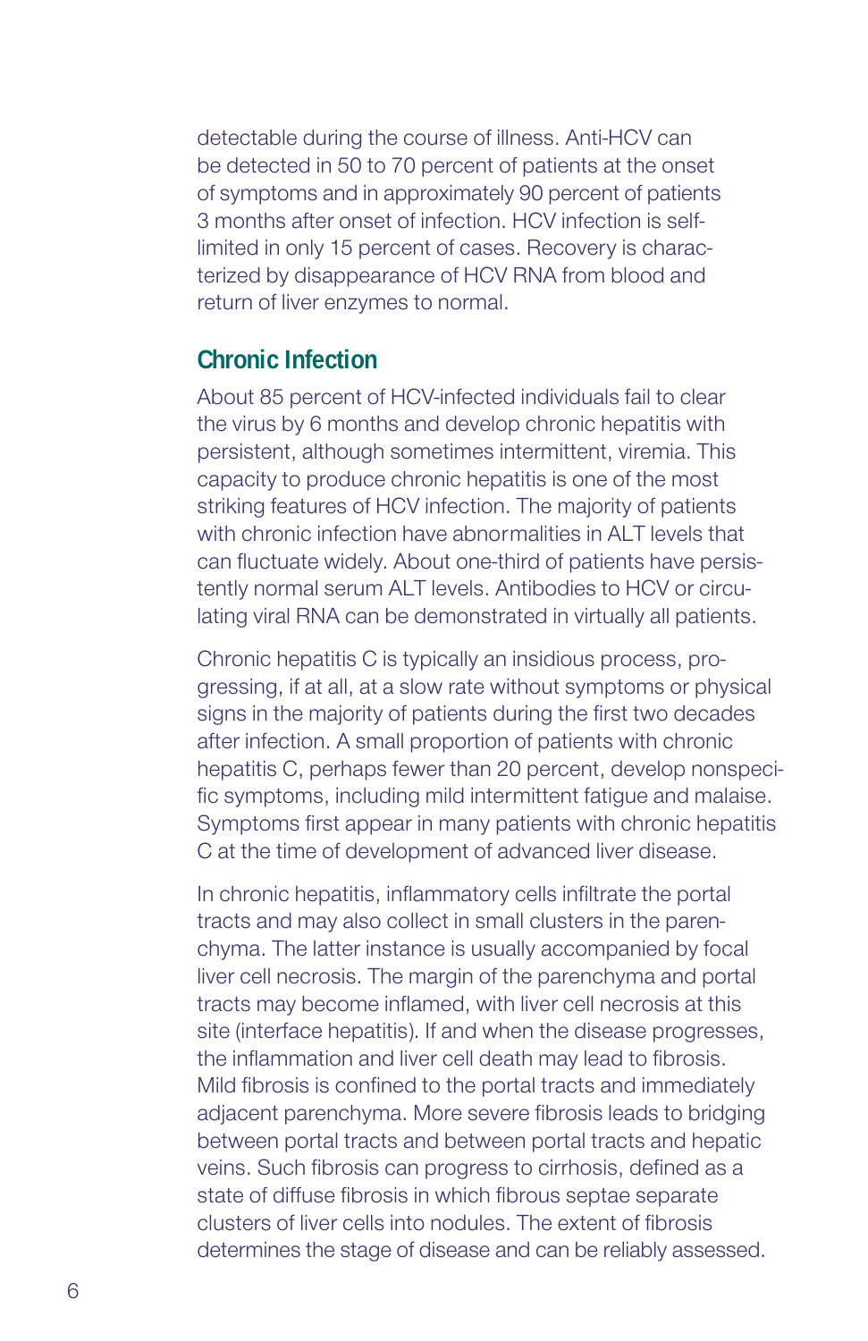detectable during the course of illness. Anti-HCV can be detected in 50 to 70 percent of patients at the onset of symptoms and in approximately 90 percent of patients 3 months after onset of infection. HCV infection is self-limited in only 15 percent of cases. Recovery is characterized by disappearance of HCV RNA from blood and return of liver enzymes to normal.

## Chronic Infection

About 85 percent of HCV-infected individuals fail to clear the virus by 6 months and develop chronic hepatitis with persistent, although sometimes intermittent, viremia. This capacity to produce chronic hepatitis is one of the most striking features of HCV infection. The majority of patients with chronic infection have abnormalities in ALT levels that can fluctuate widely. About one-third of patients have persistently normal serum ALT levels. Antibodies to HCV or circulating viral RNA can be demonstrated in virtually all patients.

Chronic hepatitis C is typically an insidious process, progressing, if at all, at a slow rate without symptoms or physical signs in the majority of patients during the first two decades after infection. A small proportion of patients with chronic hepatitis C, perhaps fewer than 20 percent, develop nonspecific symptoms, including mild intermittent fatigue and malaise. Symptoms first appear in many patients with chronic hepatitis C at the time of development of advanced liver disease.

In chronic hepatitis, inflammatory cells infiltrate the portal tracts and may also collect in small clusters in the parenchyma. The latter instance is usually accompanied by focal liver cell necrosis. The margin of the parenchyma and portal tracts may become inflamed, with liver cell necrosis at this site (interface hepatitis). If and when the disease progresses, the inflammation and liver cell death may lead to fibrosis. Mild fibrosis is confined to the portal tracts and immediately adjacent parenchyma. More severe fibrosis leads to bridging between portal tracts and between portal tracts and hepatic veins. Such fibrosis can progress to cirrhosis, defined as a state of diffuse fibrosis in which fibrous septae separate clusters of liver cells into nodules. The extent of fibrosis determines the stage of disease and can be reliably assessed.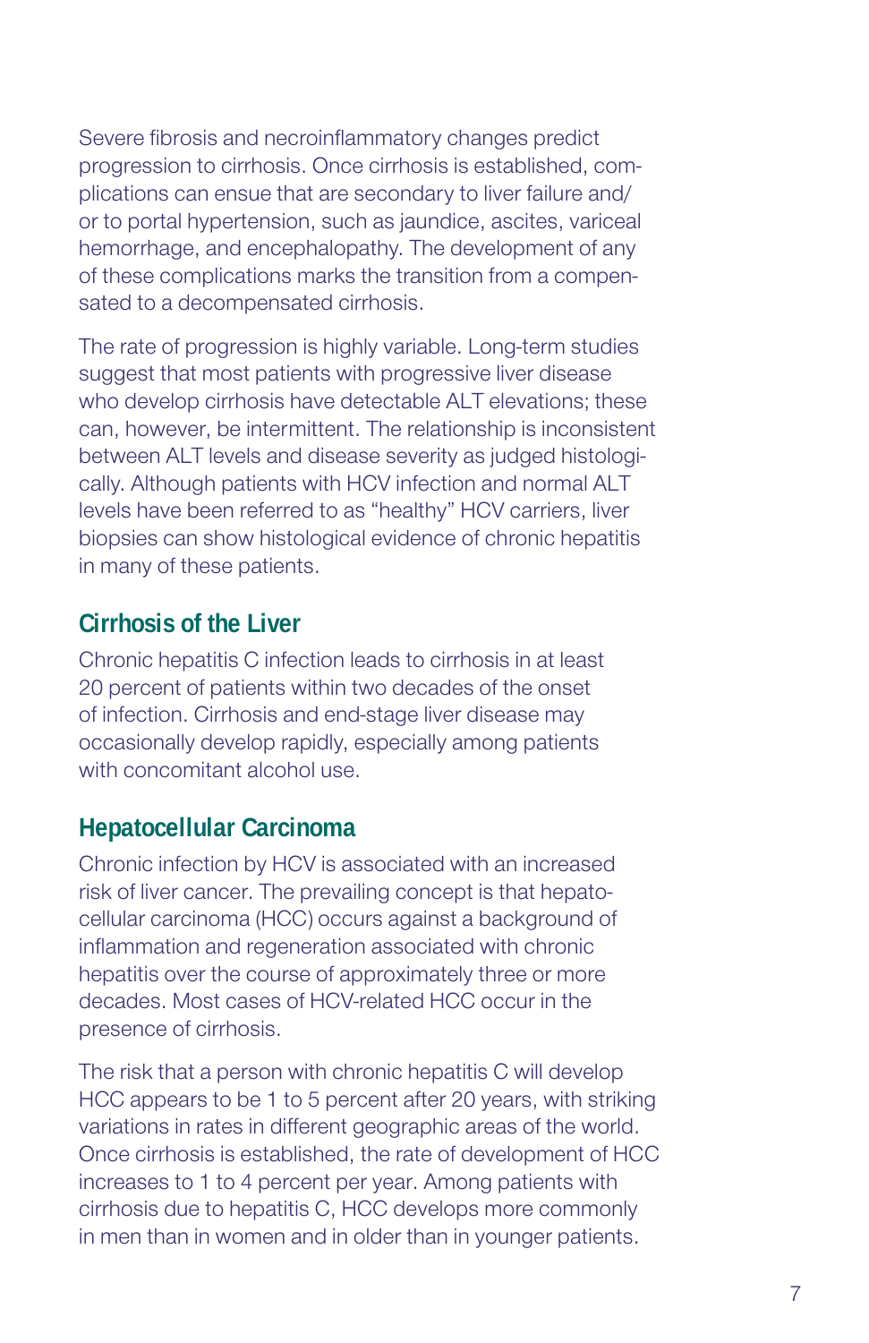Severe fibrosis and necroinflammatory changes predict progression to cirrhosis. Once cirrhosis is established, complications can ensue that are secondary to liver failure and/or to portal hypertension, such as jaundice, ascites, variceal hemorrhage, and encephalopathy. The development of any of these complications marks the transition from a compensated to a decompensated cirrhosis.

The rate of progression is highly variable. Long-term studies suggest that most patients with progressive liver disease who develop cirrhosis have detectable ALT elevations; these can, however, be intermittent. The relationship is inconsistent between ALT levels and disease severity as judged histologically. Although patients with HCV infection and normal ALT levels have been referred to as "healthy" HCV carriers, liver biopsies can show histological evidence of chronic hepatitis in many of these patients.

## Cirrhosis of the Liver

Chronic hepatitis C infection leads to cirrhosis in at least 20 percent of patients within two decades of the onset of infection. Cirrhosis and end-stage liver disease may occasionally develop rapidly, especially among patients with concomitant alcohol use.

## Hepatocellular Carcinoma

Chronic infection by HCV is associated with an increased risk of liver cancer. The prevailing concept is that hepatocellular carcinoma (HCC) occurs against a background of inflammation and regeneration associated with chronic hepatitis over the course of approximately three or more decades. Most cases of HCV-related HCC occur in the presence of cirrhosis.

The risk that a person with chronic hepatitis C will develop HCC appears to be 1 to 5 percent after 20 years, with striking variations in rates in different geographic areas of the world. Once cirrhosis is established, the rate of development of HCC increases to 1 to 4 percent per year. Among patients with cirrhosis due to hepatitis C, HCC develops more commonly in men than in women and in older than in younger patients.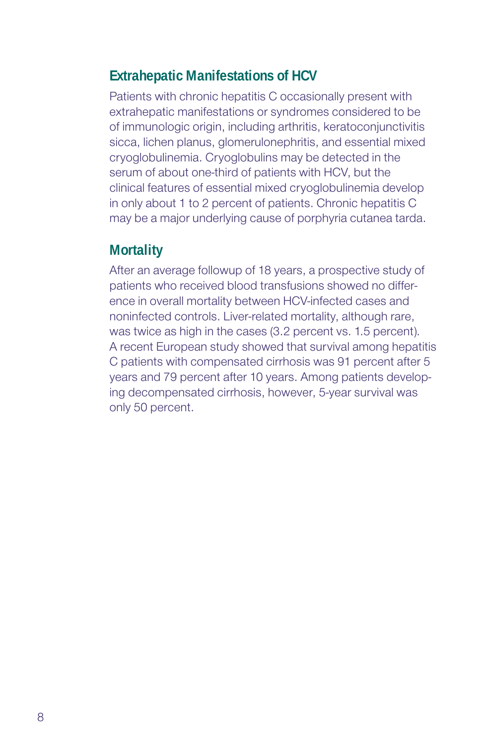## Extrahepatic Manifestations of HCV

Patients with chronic hepatitis C occasionally present with extrahepatic manifestations or syndromes considered to be of immunologic origin, including arthritis, keratoconjunctivitis sicca, lichen planus, glomerulonephritis, and essential mixed cryoglobulinemia. Cryoglobulins may be detected in the serum of about one-third of patients with HCV, but the clinical features of essential mixed cryoglobulinemia develop in only about 1 to 2 percent of patients. Chronic hepatitis C may be a major underlying cause of porphyria cutanea tarda.

## Mortality

After an average followup of 18 years, a prospective study of patients who received blood transfusions showed no difference in overall mortality between HCV-infected cases and noninfected controls. Liver-related mortality, although rare, was twice as high in the cases (3.2 percent vs. 1.5 percent). A recent European study showed that survival among hepatitis C patients with compensated cirrhosis was 91 percent after 5 years and 79 percent after 10 years. Among patients developing decompensated cirrhosis, however, 5-year survival was only 50 percent.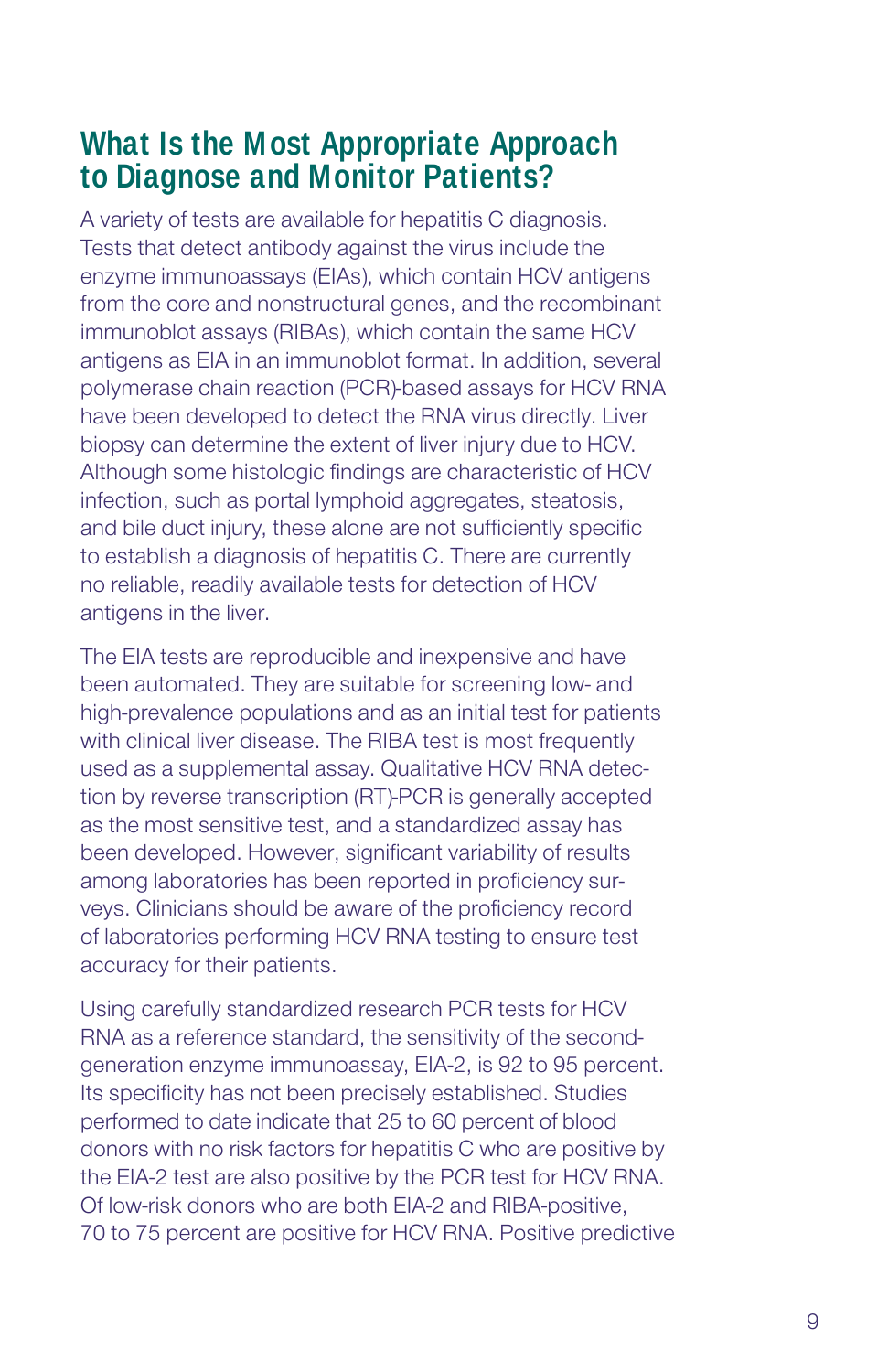## What Is the Most Appropriate Approach to Diagnose and Monitor Patients?

A variety of tests are available for hepatitis C diagnosis. Tests that detect antibody against the virus include the enzyme immunoassays (EIAs), which contain HCV antigens from the core and nonstructural genes, and the recombinant immunoblot assays (RIBAs), which contain the same HCV antigens as EIA in an immunoblot format. In addition, several polymerase chain reaction (PCR)-based assays for HCV RNA have been developed to detect the RNA virus directly. Liver biopsy can determine the extent of liver injury due to HCV. Although some histologic findings are characteristic of HCV infection, such as portal lymphoid aggregates, steatosis, and bile duct injury, these alone are not sufficiently specific to establish a diagnosis of hepatitis C. There are currently no reliable, readily available tests for detection of HCV antigens in the liver.

The EIA tests are reproducible and inexpensive and have been automated. They are suitable for screening low- and high-prevalence populations and as an initial test for patients with clinical liver disease. The RIBA test is most frequently used as a supplemental assay. Qualitative HCV RNA detection by reverse transcription (RT)-PCR is generally accepted as the most sensitive test, and a standardized assay has been developed. However, significant variability of results among laboratories has been reported in proficiency surveys. Clinicians should be aware of the proficiency record of laboratories performing HCV RNA testing to ensure test accuracy for their patients.

Using carefully standardized research PCR tests for HCV RNA as a reference standard, the sensitivity of the second-generation enzyme immunoassay, EIA-2, is 92 to 95 percent. Its specificity has not been precisely established. Studies performed to date indicate that 25 to 60 percent of blood donors with no risk factors for hepatitis C who are positive by the EIA-2 test are also positive by the PCR test for HCV RNA. Of low-risk donors who are both EIA-2 and RIBA-positive, 70 to 75 percent are positive for HCV RNA. Positive predictive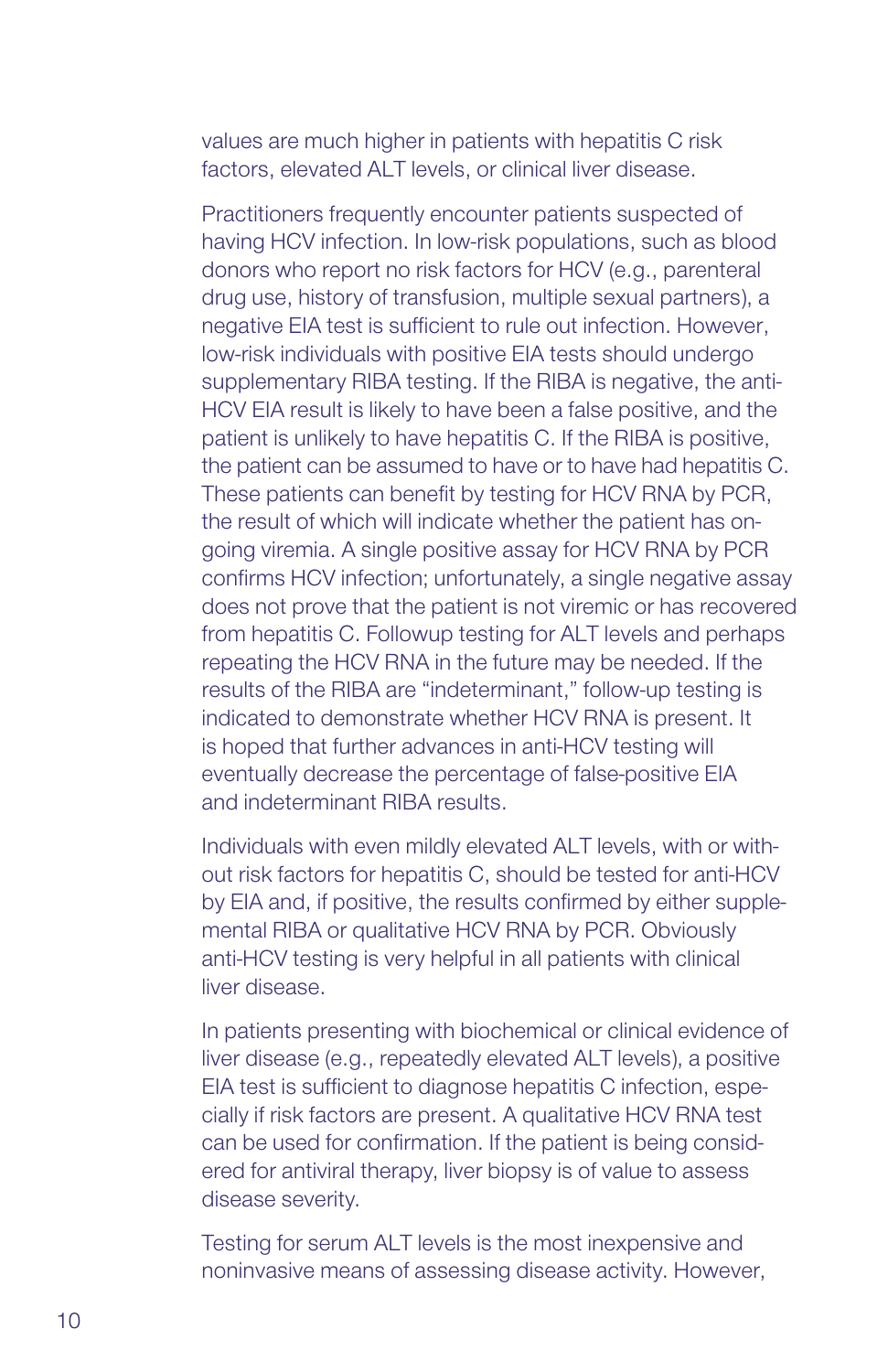values are much higher in patients with hepatitis C risk factors, elevated ALT levels, or clinical liver disease.

Practitioners frequently encounter patients suspected of having HCV infection. In low-risk populations, such as blood donors who report no risk factors for HCV (e.g., parenteral drug use, history of transfusion, multiple sexual partners), a negative EIA test is sufficient to rule out infection. However, low-risk individuals with positive EIA tests should undergo supplementary RIBA testing. If the RIBA is negative, the anti-HCV EIA result is likely to have been a false positive, and the patient is unlikely to have hepatitis C. If the RIBA is positive, the patient can be assumed to have or to have had hepatitis C. These patients can benefit by testing for HCV RNA by PCR, the result of which will indicate whether the patient has on-going viremia. A single positive assay for HCV RNA by PCR confirms HCV infection; unfortunately, a single negative assay does not prove that the patient is not viremic or has recovered from hepatitis C. Followup testing for ALT levels and perhaps repeating the HCV RNA in the future may be needed. If the results of the RIBA are "indeterminant," follow-up testing is indicated to demonstrate whether HCV RNA is present. It is hoped that further advances in anti-HCV testing will eventually decrease the percentage of false-positive EIA and indeterminant RIBA results.

Individuals with even mildly elevated ALT levels, with or without risk factors for hepatitis C, should be tested for anti-HCV by EIA and, if positive, the results confirmed by either supplemental RIBA or qualitative HCV RNA by PCR. Obviously anti-HCV testing is very helpful in all patients with clinical liver disease.

In patients presenting with biochemical or clinical evidence of liver disease (e.g., repeatedly elevated ALT levels), a positive EIA test is sufficient to diagnose hepatitis C infection, especially if risk factors are present. A qualitative HCV RNA test can be used for confirmation. If the patient is being considered for antiviral therapy, liver biopsy is of value to assess disease severity.

Testing for serum ALT levels is the most inexpensive and noninvasive means of assessing disease activity. However,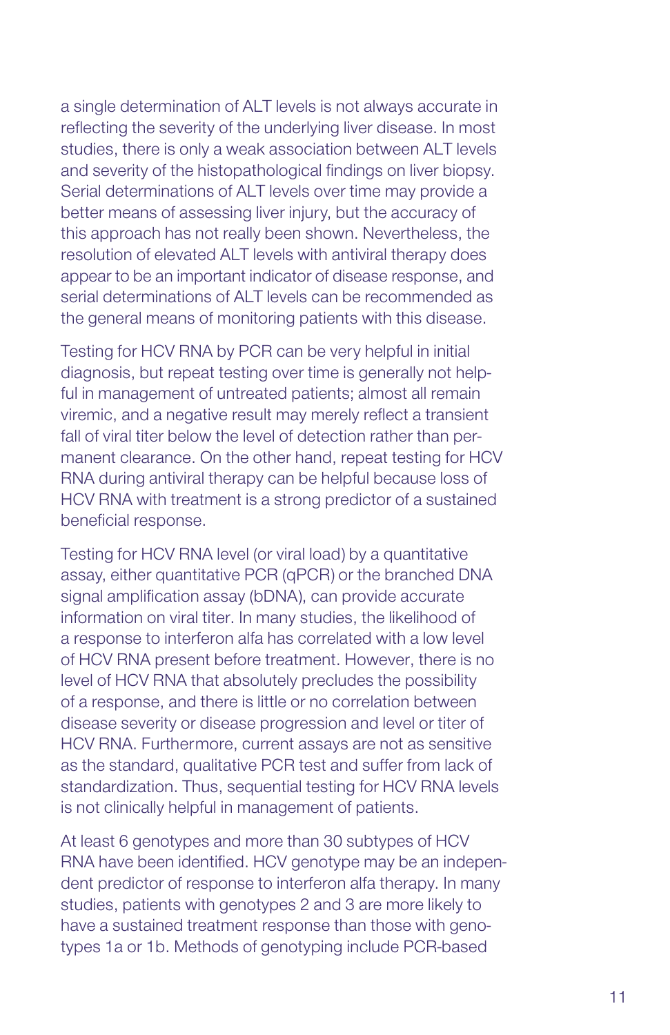a single determination of ALT levels is not always accurate in reflecting the severity of the underlying liver disease. In most studies, there is only a weak association between ALT levels and severity of the histopathological findings on liver biopsy. Serial determinations of ALT levels over time may provide a better means of assessing liver injury, but the accuracy of this approach has not really been shown. Nevertheless, the resolution of elevated ALT levels with antiviral therapy does appear to be an important indicator of disease response, and serial determinations of ALT levels can be recommended as the general means of monitoring patients with this disease.

Testing for HCV RNA by PCR can be very helpful in initial diagnosis, but repeat testing over time is generally not helpful in management of untreated patients; almost all remain viremic, and a negative result may merely reflect a transient fall of viral titer below the level of detection rather than permanent clearance. On the other hand, repeat testing for HCV RNA during antiviral therapy can be helpful because loss of HCV RNA with treatment is a strong predictor of a sustained beneficial response.

Testing for HCV RNA level (or viral load) by a quantitative assay, either quantitative PCR (qPCR) or the branched DNA signal amplification assay (bDNA), can provide accurate information on viral titer. In many studies, the likelihood of a response to interferon alfa has correlated with a low level of HCV RNA present before treatment. However, there is no level of HCV RNA that absolutely precludes the possibility of a response, and there is little or no correlation between disease severity or disease progression and level or titer of HCV RNA. Furthermore, current assays are not as sensitive as the standard, qualitative PCR test and suffer from lack of standardization. Thus, sequential testing for HCV RNA levels is not clinically helpful in management of patients.

At least 6 genotypes and more than 30 subtypes of HCV RNA have been identified. HCV genotype may be an independent predictor of response to interferon alfa therapy. In many studies, patients with genotypes 2 and 3 are more likely to have a sustained treatment response than those with genotypes 1a or 1b. Methods of genotyping include PCR-based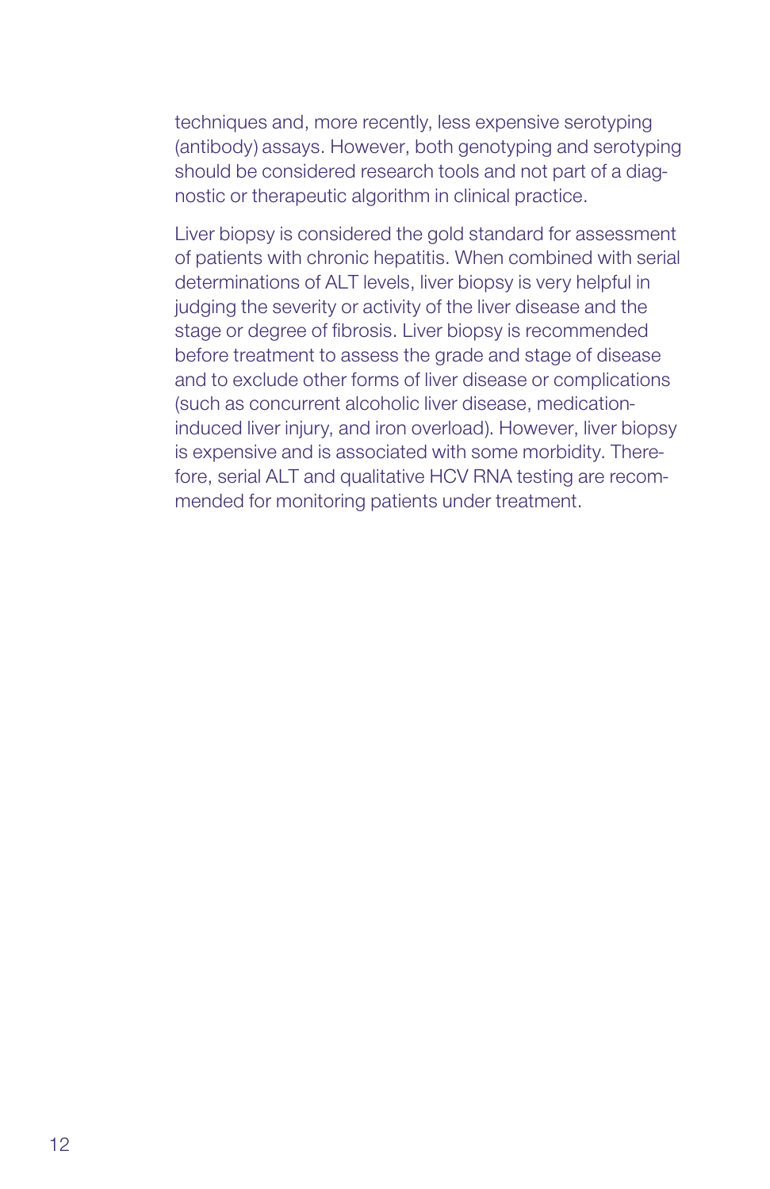techniques and, more recently, less expensive serotyping (antibody) assays. However, both genotyping and serotyping should be considered research tools and not part of a diagnostic or therapeutic algorithm in clinical practice.

Liver biopsy is considered the gold standard for assessment of patients with chronic hepatitis. When combined with serial determinations of ALT levels, liver biopsy is very helpful in judging the severity or activity of the liver disease and the stage or degree of fibrosis. Liver biopsy is recommended before treatment to assess the grade and stage of disease and to exclude other forms of liver disease or complications (such as concurrent alcoholic liver disease, medication-induced liver injury, and iron overload). However, liver biopsy is expensive and is associated with some morbidity. Therefore, serial ALT and qualitative HCV RNA testing are recommended for monitoring patients under treatment.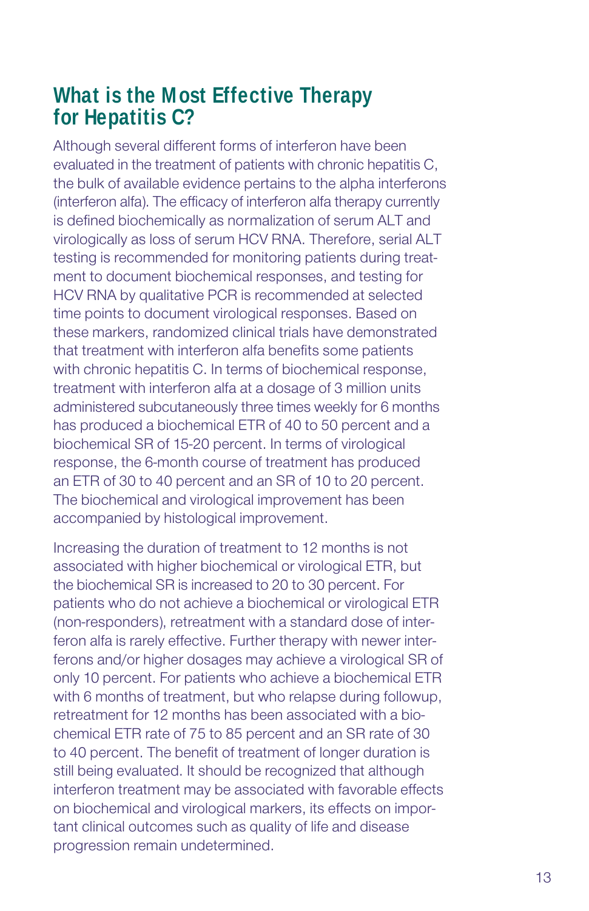## What is the Most Effective Therapy for Hepatitis C?

Although several different forms of interferon have been evaluated in the treatment of patients with chronic hepatitis C, the bulk of available evidence pertains to the alpha interferons (interferon alfa). The efficacy of interferon alfa therapy currently is defined biochemically as normalization of serum ALT and virologically as loss of serum HCV RNA. Therefore, serial ALT testing is recommended for monitoring patients during treatment to document biochemical responses, and testing for HCV RNA by qualitative PCR is recommended at selected time points to document virological responses. Based on these markers, randomized clinical trials have demonstrated that treatment with interferon alfa benefits some patients with chronic hepatitis C. In terms of biochemical response, treatment with interferon alfa at a dosage of 3 million units administered subcutaneously three times weekly for 6 months has produced a biochemical ETR of 40 to 50 percent and a biochemical SR of 15-20 percent. In terms of virological response, the 6-month course of treatment has produced an ETR of 30 to 40 percent and an SR of 10 to 20 percent. The biochemical and virological improvement has been accompanied by histological improvement.

Increasing the duration of treatment to 12 months is not associated with higher biochemical or virological ETR, but the biochemical SR is increased to 20 to 30 percent. For patients who do not achieve a biochemical or virological ETR (non-responders), retreatment with a standard dose of interferon alfa is rarely effective. Further therapy with newer interferons and/or higher dosages may achieve a virological SR of only 10 percent. For patients who achieve a biochemical ETR with 6 months of treatment, but who relapse during followup, retreatment for 12 months has been associated with a biochemical ETR rate of 75 to 85 percent and an SR rate of 30 to 40 percent. The benefit of treatment of longer duration is still being evaluated. It should be recognized that although interferon treatment may be associated with favorable effects on biochemical and virological markers, its effects on important clinical outcomes such as quality of life and disease progression remain undetermined.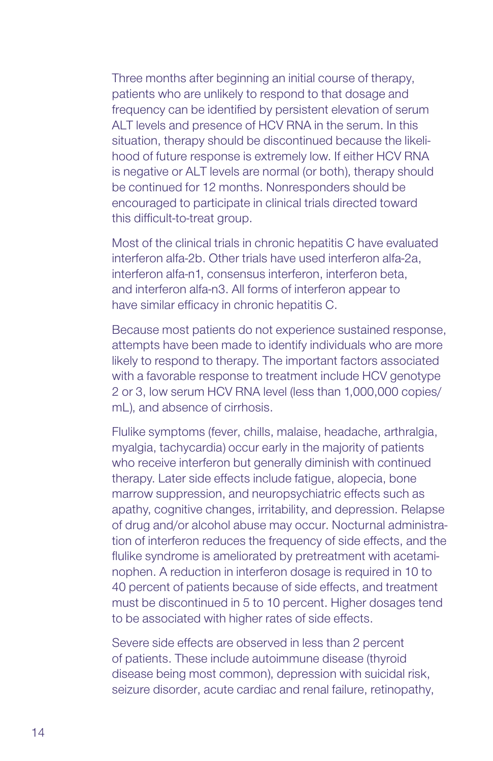Three months after beginning an initial course of therapy, patients who are unlikely to respond to that dosage and frequency can be identified by persistent elevation of serum ALT levels and presence of HCV RNA in the serum. In this situation, therapy should be discontinued because the likelihood of future response is extremely low. If either HCV RNA is negative or ALT levels are normal (or both), therapy should be continued for 12 months. Nonresponders should be encouraged to participate in clinical trials directed toward this difficult-to-treat group.

Most of the clinical trials in chronic hepatitis C have evaluated interferon alfa-2b. Other trials have used interferon alfa-2a, interferon alfa-n1, consensus interferon, interferon beta, and interferon alfa-n3. All forms of interferon appear to have similar efficacy in chronic hepatitis C.

Because most patients do not experience sustained response, attempts have been made to identify individuals who are more likely to respond to therapy. The important factors associated with a favorable response to treatment include HCV genotype 2 or 3, low serum HCV RNA level (less than 1,000,000 copies/mL), and absence of cirrhosis.

Flulike symptoms (fever, chills, malaise, headache, arthralgia, myalgia, tachycardia) occur early in the majority of patients who receive interferon but generally diminish with continued therapy. Later side effects include fatigue, alopecia, bone marrow suppression, and neuropsychiatric effects such as apathy, cognitive changes, irritability, and depression. Relapse of drug and/or alcohol abuse may occur. Nocturnal administration of interferon reduces the frequency of side effects, and the flulike syndrome is ameliorated by pretreatment with acetaminophen. A reduction in interferon dosage is required in 10 to 40 percent of patients because of side effects, and treatment must be discontinued in 5 to 10 percent. Higher dosages tend to be associated with higher rates of side effects.

Severe side effects are observed in less than 2 percent of patients. These include autoimmune disease (thyroid disease being most common), depression with suicidal risk, seizure disorder, acute cardiac and renal failure, retinopathy,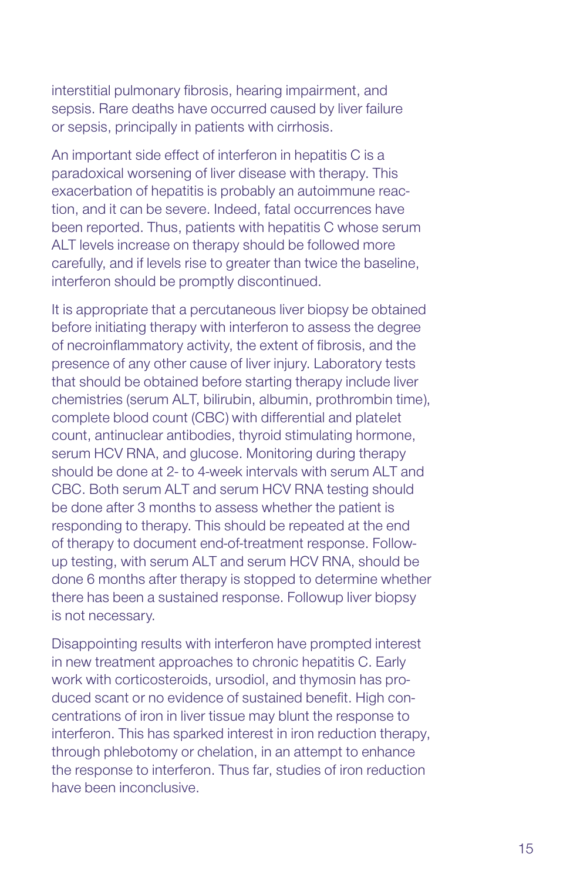interstitial pulmonary fibrosis, hearing impairment, and sepsis. Rare deaths have occurred caused by liver failure or sepsis, principally in patients with cirrhosis.

An important side effect of interferon in hepatitis C is a paradoxical worsening of liver disease with therapy. This exacerbation of hepatitis is probably an autoimmune reaction, and it can be severe. Indeed, fatal occurrences have been reported. Thus, patients with hepatitis C whose serum ALT levels increase on therapy should be followed more carefully, and if levels rise to greater than twice the baseline, interferon should be promptly discontinued.

It is appropriate that a percutaneous liver biopsy be obtained before initiating therapy with interferon to assess the degree of necroinflammatory activity, the extent of fibrosis, and the presence of any other cause of liver injury. Laboratory tests that should be obtained before starting therapy include liver chemistries (serum ALT, bilirubin, albumin, prothrombin time), complete blood count (CBC) with differential and platelet count, antinuclear antibodies, thyroid stimulating hormone, serum HCV RNA, and glucose. Monitoring during therapy should be done at 2- to 4-week intervals with serum ALT and CBC. Both serum ALT and serum HCV RNA testing should be done after 3 months to assess whether the patient is responding to therapy. This should be repeated at the end of therapy to document end-of-treatment response. Follow-up testing, with serum ALT and serum HCV RNA, should be done 6 months after therapy is stopped to determine whether there has been a sustained response. Followup liver biopsy is not necessary.

Disappointing results with interferon have prompted interest in new treatment approaches to chronic hepatitis C. Early work with corticosteroids, ursodiol, and thymosin has produced scant or no evidence of sustained benefit. High concentrations of iron in liver tissue may blunt the response to interferon. This has sparked interest in iron reduction therapy, through phlebotomy or chelation, in an attempt to enhance the response to interferon. Thus far, studies of iron reduction have been inconclusive.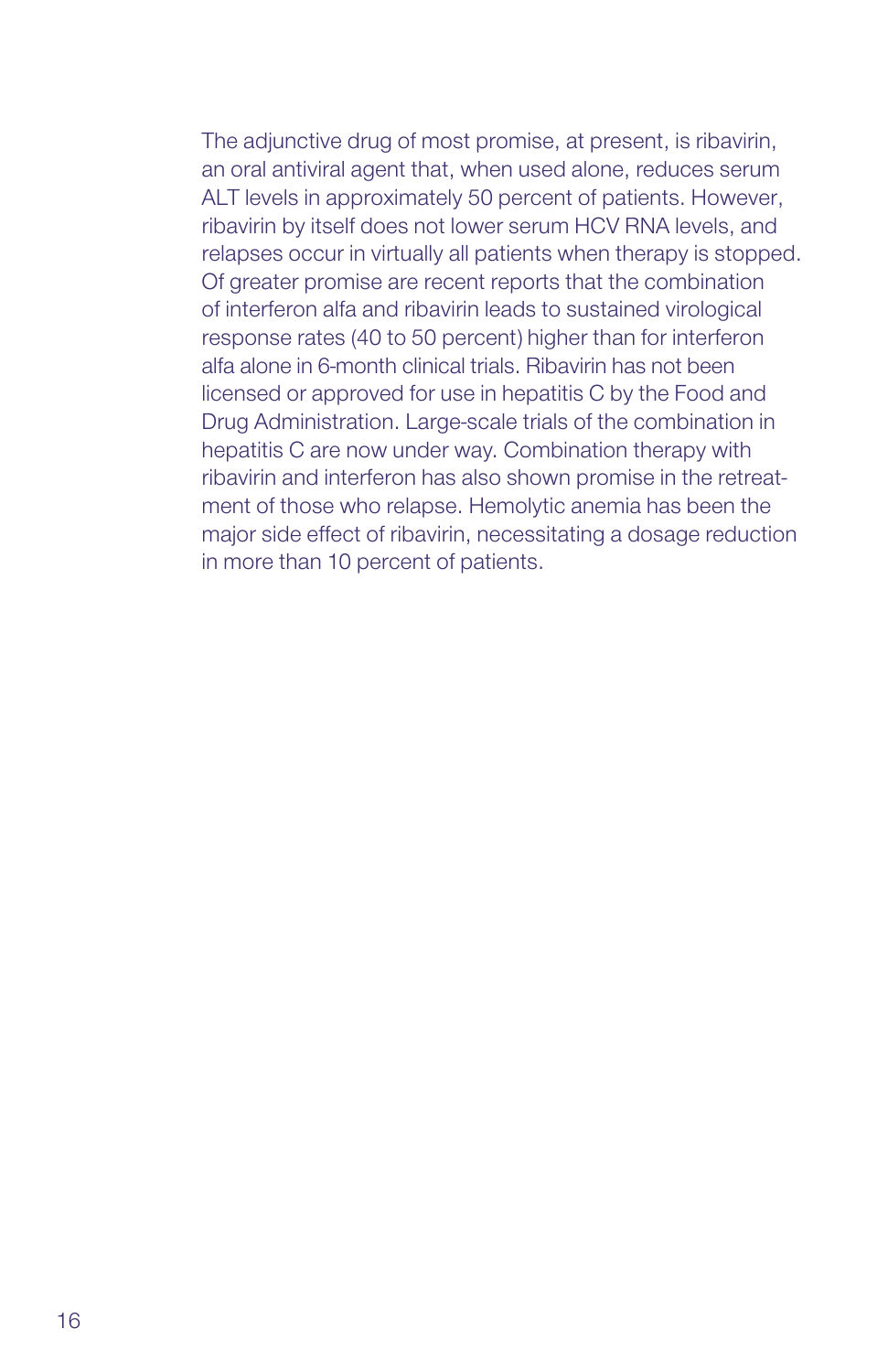The adjunctive drug of most promise, at present, is ribavirin, an oral antiviral agent that, when used alone, reduces serum ALT levels in approximately 50 percent of patients. However, ribavirin by itself does not lower serum HCV RNA levels, and relapses occur in virtually all patients when therapy is stopped. Of greater promise are recent reports that the combination of interferon alfa and ribavirin leads to sustained virological response rates (40 to 50 percent) higher than for interferon alfa alone in 6-month clinical trials. Ribavirin has not been licensed or approved for use in hepatitis C by the Food and Drug Administration. Large-scale trials of the combination in hepatitis C are now under way. Combination therapy with ribavirin and interferon has also shown promise in the retreatment of those who relapse. Hemolytic anemia has been the major side effect of ribavirin, necessitating a dosage reduction in more than 10 percent of patients.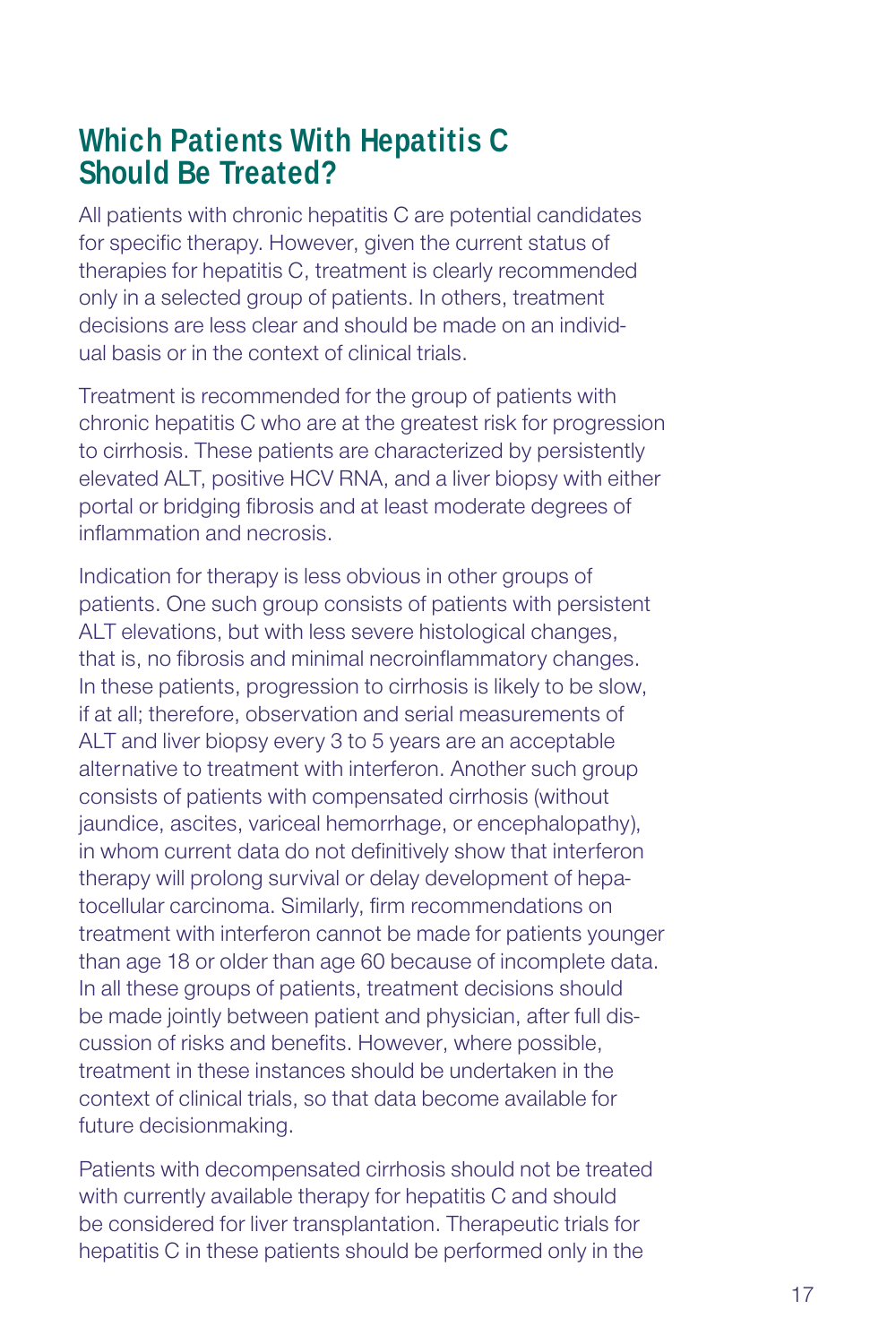## Which Patients With Hepatitis C Should Be Treated?

All patients with chronic hepatitis C are potential candidates for specific therapy. However, given the current status of therapies for hepatitis C, treatment is clearly recommended only in a selected group of patients. In others, treatment decisions are less clear and should be made on an individual basis or in the context of clinical trials.

Treatment is recommended for the group of patients with chronic hepatitis C who are at the greatest risk for progression to cirrhosis. These patients are characterized by persistently elevated ALT, positive HCV RNA, and a liver biopsy with either portal or bridging fibrosis and at least moderate degrees of inflammation and necrosis.

Indication for therapy is less obvious in other groups of patients. One such group consists of patients with persistent ALT elevations, but with less severe histological changes, that is, no fibrosis and minimal necroinflammatory changes. In these patients, progression to cirrhosis is likely to be slow, if at all; therefore, observation and serial measurements of ALT and liver biopsy every 3 to 5 years are an acceptable alternative to treatment with interferon. Another such group consists of patients with compensated cirrhosis (without jaundice, ascites, variceal hemorrhage, or encephalopathy), in whom current data do not definitively show that interferon therapy will prolong survival or delay development of hepatocellular carcinoma. Similarly, firm recommendations on treatment with interferon cannot be made for patients younger than age 18 or older than age 60 because of incomplete data. In all these groups of patients, treatment decisions should be made jointly between patient and physician, after full discussion of risks and benefits. However, where possible, treatment in these instances should be undertaken in the context of clinical trials, so that data become available for future decisionmaking.

Patients with decompensated cirrhosis should not be treated with currently available therapy for hepatitis C and should be considered for liver transplantation. Therapeutic trials for hepatitis C in these patients should be performed only in the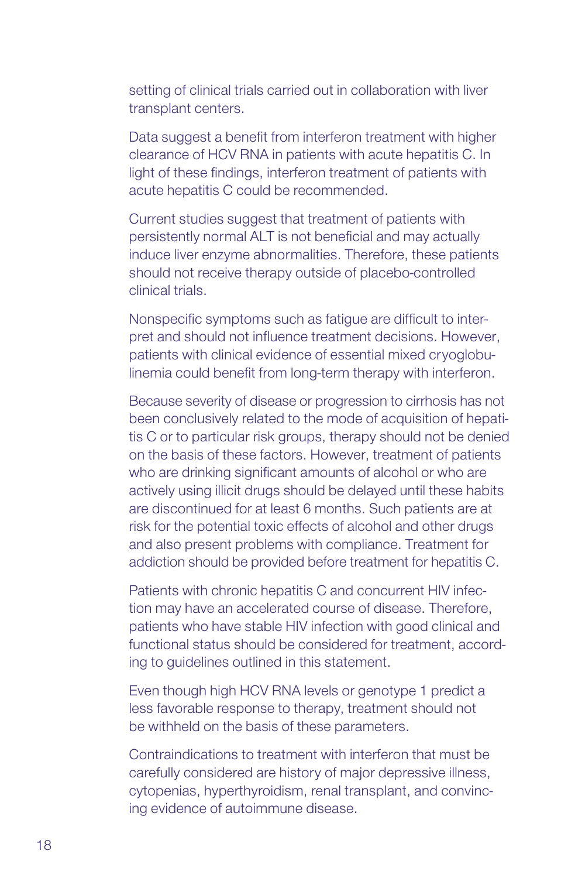setting of clinical trials carried out in collaboration with liver transplant centers.

Data suggest a benefit from interferon treatment with higher clearance of HCV RNA in patients with acute hepatitis C. In light of these findings, interferon treatment of patients with acute hepatitis C could be recommended.

Current studies suggest that treatment of patients with persistently normal ALT is not beneficial and may actually induce liver enzyme abnormalities. Therefore, these patients should not receive therapy outside of placebo-controlled clinical trials.

Nonspecific symptoms such as fatigue are difficult to interpret and should not influence treatment decisions. However, patients with clinical evidence of essential mixed cryoglobulinemia could benefit from long-term therapy with interferon.

Because severity of disease or progression to cirrhosis has not been conclusively related to the mode of acquisition of hepatitis C or to particular risk groups, therapy should not be denied on the basis of these factors. However, treatment of patients who are drinking significant amounts of alcohol or who are actively using illicit drugs should be delayed until these habits are discontinued for at least 6 months. Such patients are at risk for the potential toxic effects of alcohol and other drugs and also present problems with compliance. Treatment for addiction should be provided before treatment for hepatitis C.

Patients with chronic hepatitis C and concurrent HIV infection may have an accelerated course of disease. Therefore, patients who have stable HIV infection with good clinical and functional status should be considered for treatment, according to guidelines outlined in this statement.

Even though high HCV RNA levels or genotype 1 predict a less favorable response to therapy, treatment should not be withheld on the basis of these parameters.

Contraindications to treatment with interferon that must be carefully considered are history of major depressive illness, cytopenias, hyperthyroidism, renal transplant, and convincing evidence of autoimmune disease.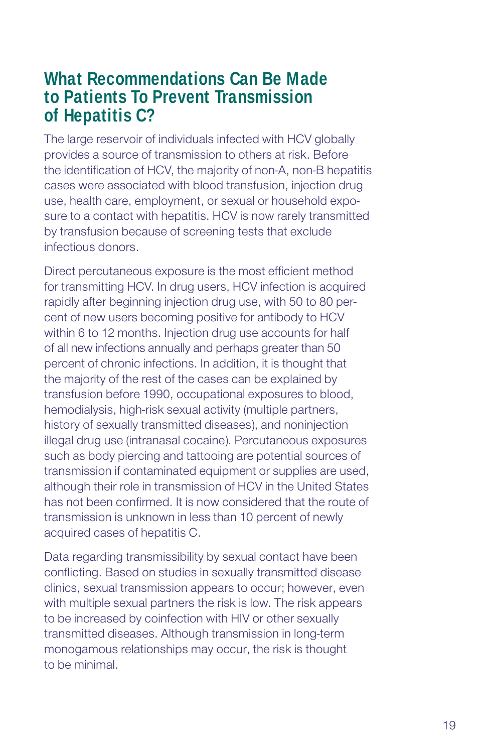## What Recommendations Can Be Made to Patients To Prevent Transmission of Hepatitis C?

The large reservoir of individuals infected with HCV globally provides a source of transmission to others at risk. Before the identification of HCV, the majority of non-A, non-B hepatitis cases were associated with blood transfusion, injection drug use, health care, employment, or sexual or household exposure to a contact with hepatitis. HCV is now rarely transmitted by transfusion because of screening tests that exclude infectious donors.

Direct percutaneous exposure is the most efficient method for transmitting HCV. In drug users, HCV infection is acquired rapidly after beginning injection drug use, with 50 to 80 percent of new users becoming positive for antibody to HCV within 6 to 12 months. Injection drug use accounts for half of all new infections annually and perhaps greater than 50 percent of chronic infections. In addition, it is thought that the majority of the rest of the cases can be explained by transfusion before 1990, occupational exposures to blood, hemodialysis, high-risk sexual activity (multiple partners, history of sexually transmitted diseases), and noninjection illegal drug use (intranasal cocaine). Percutaneous exposures such as body piercing and tattooing are potential sources of transmission if contaminated equipment or supplies are used, although their role in transmission of HCV in the United States has not been confirmed. It is now considered that the route of transmission is unknown in less than 10 percent of newly acquired cases of hepatitis C.

Data regarding transmissibility by sexual contact have been conflicting. Based on studies in sexually transmitted disease clinics, sexual transmission appears to occur; however, even with multiple sexual partners the risk is low. The risk appears to be increased by coinfection with HIV or other sexually transmitted diseases. Although transmission in long-term monogamous relationships may occur, the risk is thought to be minimal.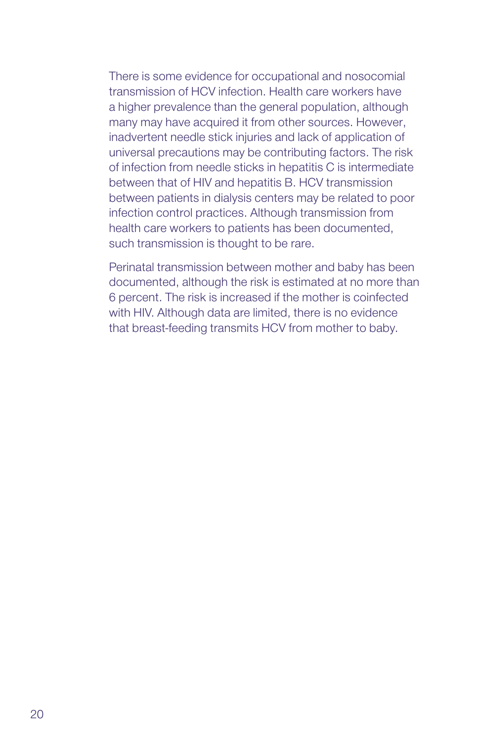There is some evidence for occupational and nosocomial transmission of HCV infection. Health care workers have a higher prevalence than the general population, although many may have acquired it from other sources. However, inadvertent needle stick injuries and lack of application of universal precautions may be contributing factors. The risk of infection from needle sticks in hepatitis C is intermediate between that of HIV and hepatitis B. HCV transmission between patients in dialysis centers may be related to poor infection control practices. Although transmission from health care workers to patients has been documented, such transmission is thought to be rare.

Perinatal transmission between mother and baby has been documented, although the risk is estimated at no more than 6 percent. The risk is increased if the mother is coinfected with HIV. Although data are limited, there is no evidence that breast-feeding transmits HCV from mother to baby.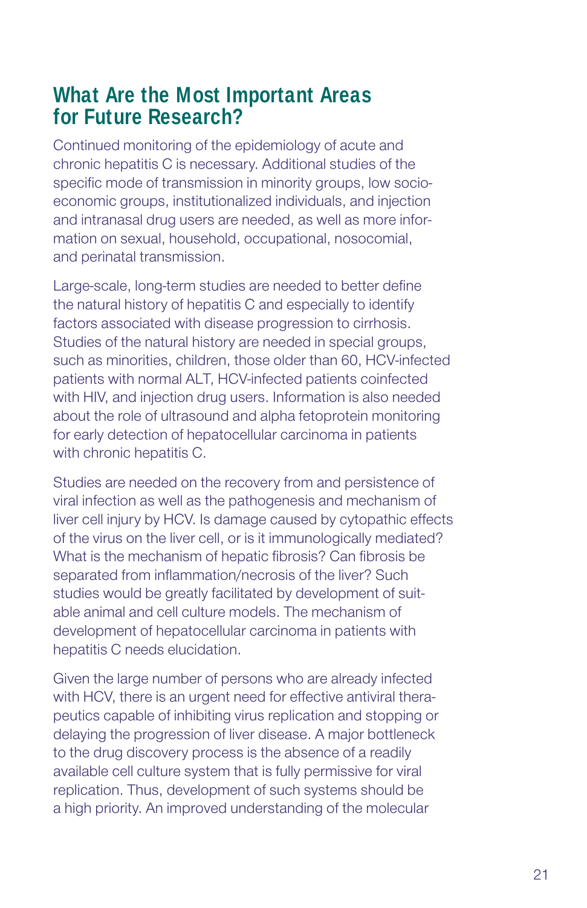## What Are the Most Important Areas for Future Research?

Continued monitoring of the epidemiology of acute and chronic hepatitis C is necessary. Additional studies of the specific mode of transmission in minority groups, low socioeconomic groups, institutionalized individuals, and injection and intranasal drug users are needed, as well as more information on sexual, household, occupational, nosocomial, and perinatal transmission.

Large-scale, long-term studies are needed to better define the natural history of hepatitis C and especially to identify factors associated with disease progression to cirrhosis. Studies of the natural history are needed in special groups, such as minorities, children, those older than 60, HCV-infected patients with normal ALT, HCV-infected patients coinfected with HIV, and injection drug users. Information is also needed about the role of ultrasound and alpha fetoprotein monitoring for early detection of hepatocellular carcinoma in patients with chronic hepatitis C.

Studies are needed on the recovery from and persistence of viral infection as well as the pathogenesis and mechanism of liver cell injury by HCV. Is damage caused by cytopathic effects of the virus on the liver cell, or is it immunologically mediated? What is the mechanism of hepatic fibrosis? Can fibrosis be separated from inflammation/necrosis of the liver? Such studies would be greatly facilitated by development of suitable animal and cell culture models. The mechanism of development of hepatocellular carcinoma in patients with hepatitis C needs elucidation.

Given the large number of persons who are already infected with HCV, there is an urgent need for effective antiviral therapeutics capable of inhibiting virus replication and stopping or delaying the progression of liver disease. A major bottleneck to the drug discovery process is the absence of a readily available cell culture system that is fully permissive for viral replication. Thus, development of such systems should be a high priority. An improved understanding of the molecular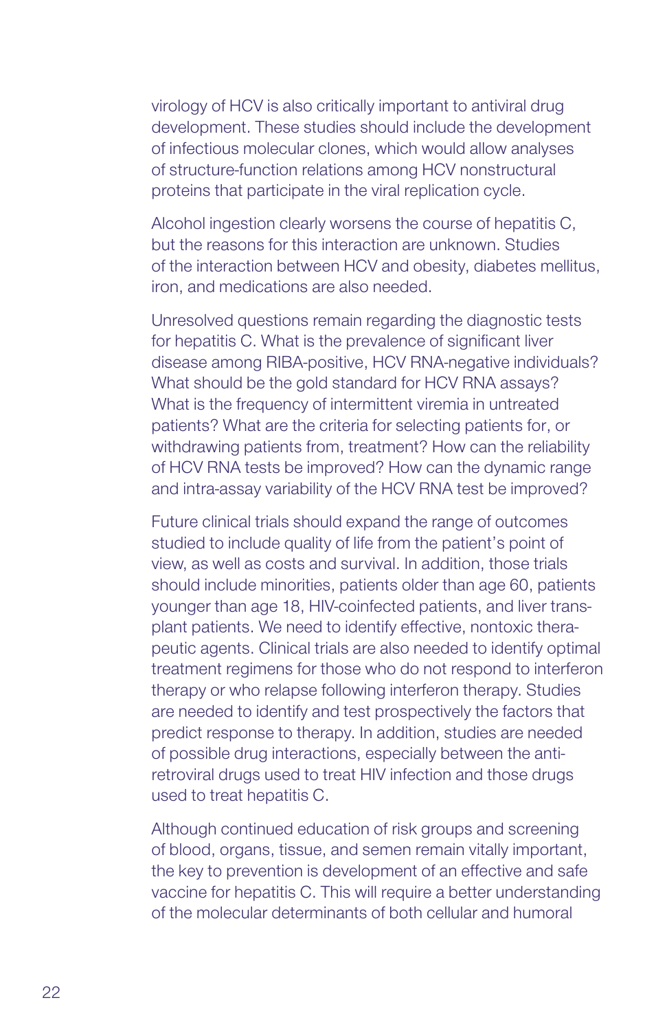virology of HCV is also critically important to antiviral drug development. These studies should include the development of infectious molecular clones, which would allow analyses of structure-function relations among HCV nonstructural proteins that participate in the viral replication cycle.

Alcohol ingestion clearly worsens the course of hepatitis C, but the reasons for this interaction are unknown. Studies of the interaction between HCV and obesity, diabetes mellitus, iron, and medications are also needed.

Unresolved questions remain regarding the diagnostic tests for hepatitis C. What is the prevalence of significant liver disease among RIBA-positive, HCV RNA-negative individuals? What should be the gold standard for HCV RNA assays? What is the frequency of intermittent viremia in untreated patients? What are the criteria for selecting patients for, or withdrawing patients from, treatment? How can the reliability of HCV RNA tests be improved? How can the dynamic range and intra-assay variability of the HCV RNA test be improved?

Future clinical trials should expand the range of outcomes studied to include quality of life from the patient's point of view, as well as costs and survival. In addition, those trials should include minorities, patients older than age 60, patients younger than age 18, HIV-coinfected patients, and liver transplant patients. We need to identify effective, nontoxic therapeutic agents. Clinical trials are also needed to identify optimal treatment regimens for those who do not respond to interferon therapy or who relapse following interferon therapy. Studies are needed to identify and test prospectively the factors that predict response to therapy. In addition, studies are needed of possible drug interactions, especially between the antiretroviral drugs used to treat HIV infection and those drugs used to treat hepatitis C.

Although continued education of risk groups and screening of blood, organs, tissue, and semen remain vitally important, the key to prevention is development of an effective and safe vaccine for hepatitis C. This will require a better understanding of the molecular determinants of both cellular and humoral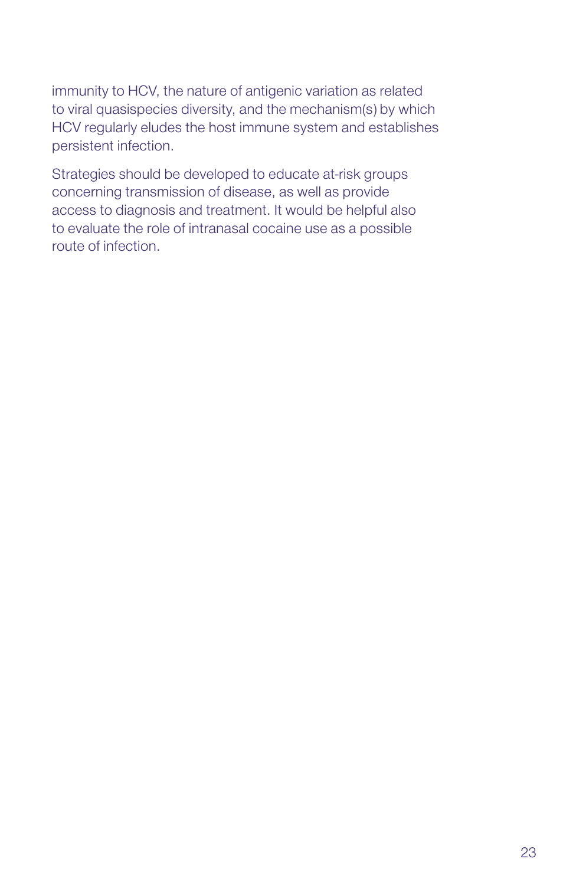immunity to HCV, the nature of antigenic variation as related to viral quasispecies diversity, and the mechanism(s) by which HCV regularly eludes the host immune system and establishes persistent infection.

Strategies should be developed to educate at-risk groups concerning transmission of disease, as well as provide access to diagnosis and treatment. It would be helpful also to evaluate the role of intranasal cocaine use as a possible route of infection.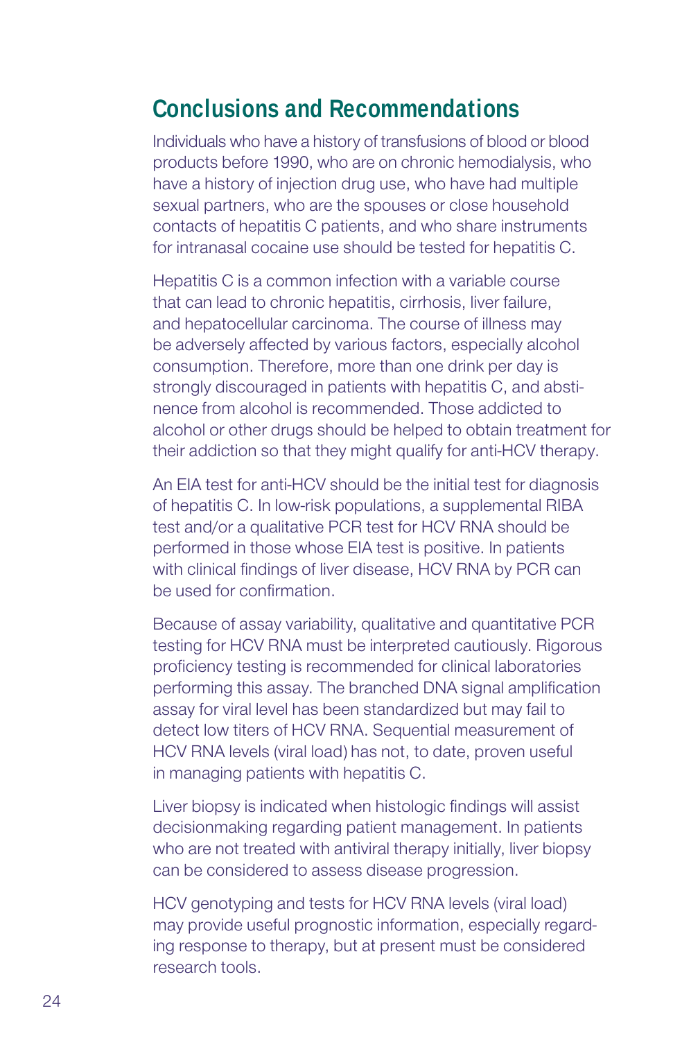## Conclusions and Recommendations

Individuals who have a history of transfusions of blood or blood products before 1990, who are on chronic hemodialysis, who have a history of injection drug use, who have had multiple sexual partners, who are the spouses or close household contacts of hepatitis C patients, and who share instruments for intranasal cocaine use should be tested for hepatitis C.

Hepatitis C is a common infection with a variable course that can lead to chronic hepatitis, cirrhosis, liver failure, and hepatocellular carcinoma. The course of illness may be adversely affected by various factors, especially alcohol consumption. Therefore, more than one drink per day is strongly discouraged in patients with hepatitis C, and abstinence from alcohol is recommended. Those addicted to alcohol or other drugs should be helped to obtain treatment for their addiction so that they might qualify for anti-HCV therapy.

An EIA test for anti-HCV should be the initial test for diagnosis of hepatitis C. In low-risk populations, a supplemental RIBA test and/or a qualitative PCR test for HCV RNA should be performed in those whose EIA test is positive. In patients with clinical findings of liver disease, HCV RNA by PCR can be used for confirmation.

Because of assay variability, qualitative and quantitative PCR testing for HCV RNA must be interpreted cautiously. Rigorous proficiency testing is recommended for clinical laboratories performing this assay. The branched DNA signal amplification assay for viral level has been standardized but may fail to detect low titers of HCV RNA. Sequential measurement of HCV RNA levels (viral load) has not, to date, proven useful in managing patients with hepatitis C.

Liver biopsy is indicated when histologic findings will assist decisionmaking regarding patient management. In patients who are not treated with antiviral therapy initially, liver biopsy can be considered to assess disease progression.

HCV genotyping and tests for HCV RNA levels (viral load) may provide useful prognostic information, especially regarding response to therapy, but at present must be considered research tools.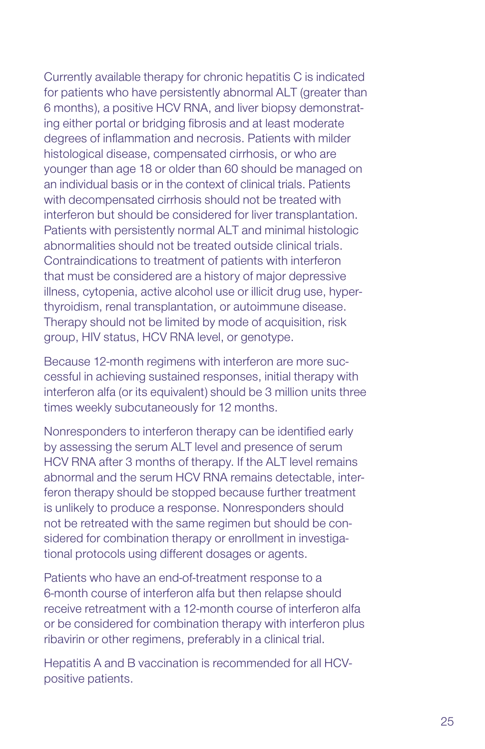Currently available therapy for chronic hepatitis C is indicated for patients who have persistently abnormal ALT (greater than 6 months), a positive HCV RNA, and liver biopsy demonstrating either portal or bridging fibrosis and at least moderate degrees of inflammation and necrosis. Patients with milder histological disease, compensated cirrhosis, or who are younger than age 18 or older than 60 should be managed on an individual basis or in the context of clinical trials. Patients with decompensated cirrhosis should not be treated with interferon but should be considered for liver transplantation. Patients with persistently normal ALT and minimal histologic abnormalities should not be treated outside clinical trials. Contraindications to treatment of patients with interferon that must be considered are a history of major depressive illness, cytopenia, active alcohol use or illicit drug use, hyperthyroidism, renal transplantation, or autoimmune disease. Therapy should not be limited by mode of acquisition, risk group, HIV status, HCV RNA level, or genotype.

Because 12-month regimens with interferon are more successful in achieving sustained responses, initial therapy with interferon alfa (or its equivalent) should be 3 million units three times weekly subcutaneously for 12 months.

Nonresponders to interferon therapy can be identified early by assessing the serum ALT level and presence of serum HCV RNA after 3 months of therapy. If the ALT level remains abnormal and the serum HCV RNA remains detectable, interferon therapy should be stopped because further treatment is unlikely to produce a response. Nonresponders should not be retreated with the same regimen but should be considered for combination therapy or enrollment in investigational protocols using different dosages or agents.

Patients who have an end-of-treatment response to a 6-month course of interferon alfa but then relapse should receive retreatment with a 12-month course of interferon alfa or be considered for combination therapy with interferon plus ribavirin or other regimens, preferably in a clinical trial.

Hepatitis A and B vaccination is recommended for all HCV-positive patients.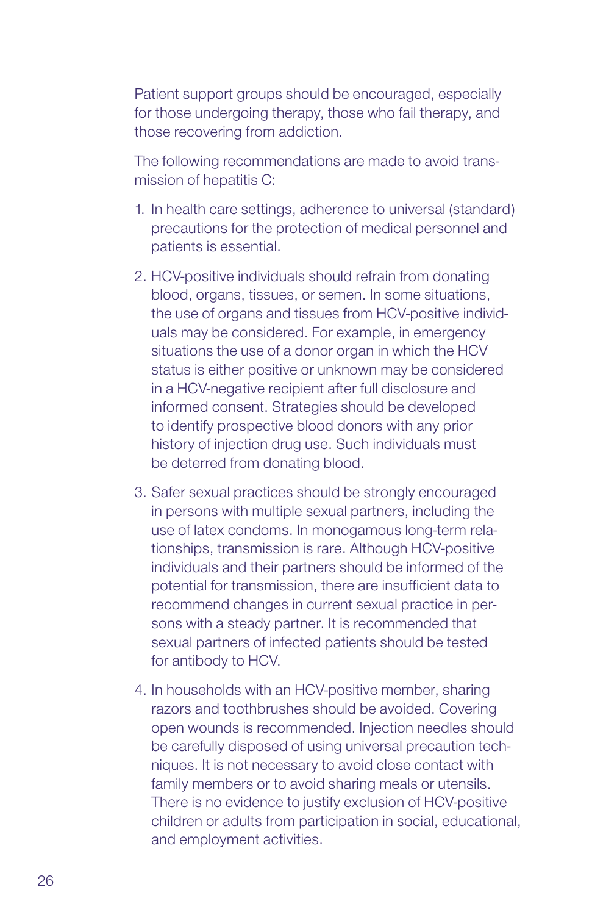Patient support groups should be encouraged, especially for those undergoing therapy, those who fail therapy, and those recovering from addiction.

The following recommendations are made to avoid transmission of hepatitis C:

1. In health care settings, adherence to universal (standard) precautions for the protection of medical personnel and patients is essential.

2. HCV-positive individuals should refrain from donating blood, organs, tissues, or semen. In some situations, the use of organs and tissues from HCV-positive individuals may be considered. For example, in emergency situations the use of a donor organ in which the HCV status is either positive or unknown may be considered in a HCV-negative recipient after full disclosure and informed consent. Strategies should be developed to identify prospective blood donors with any prior history of injection drug use. Such individuals must be deterred from donating blood.

3. Safer sexual practices should be strongly encouraged in persons with multiple sexual partners, including the use of latex condoms. In monogamous long-term relationships, transmission is rare. Although HCV-positive individuals and their partners should be informed of the potential for transmission, there are insufficient data to recommend changes in current sexual practice in persons with a steady partner. It is recommended that sexual partners of infected patients should be tested for antibody to HCV.

4. In households with an HCV-positive member, sharing razors and toothbrushes should be avoided. Covering open wounds is recommended. Injection needles should be carefully disposed of using universal precaution techniques. It is not necessary to avoid close contact with family members or to avoid sharing meals or utensils. There is no evidence to justify exclusion of HCV-positive children or adults from participation in social, educational, and employment activities.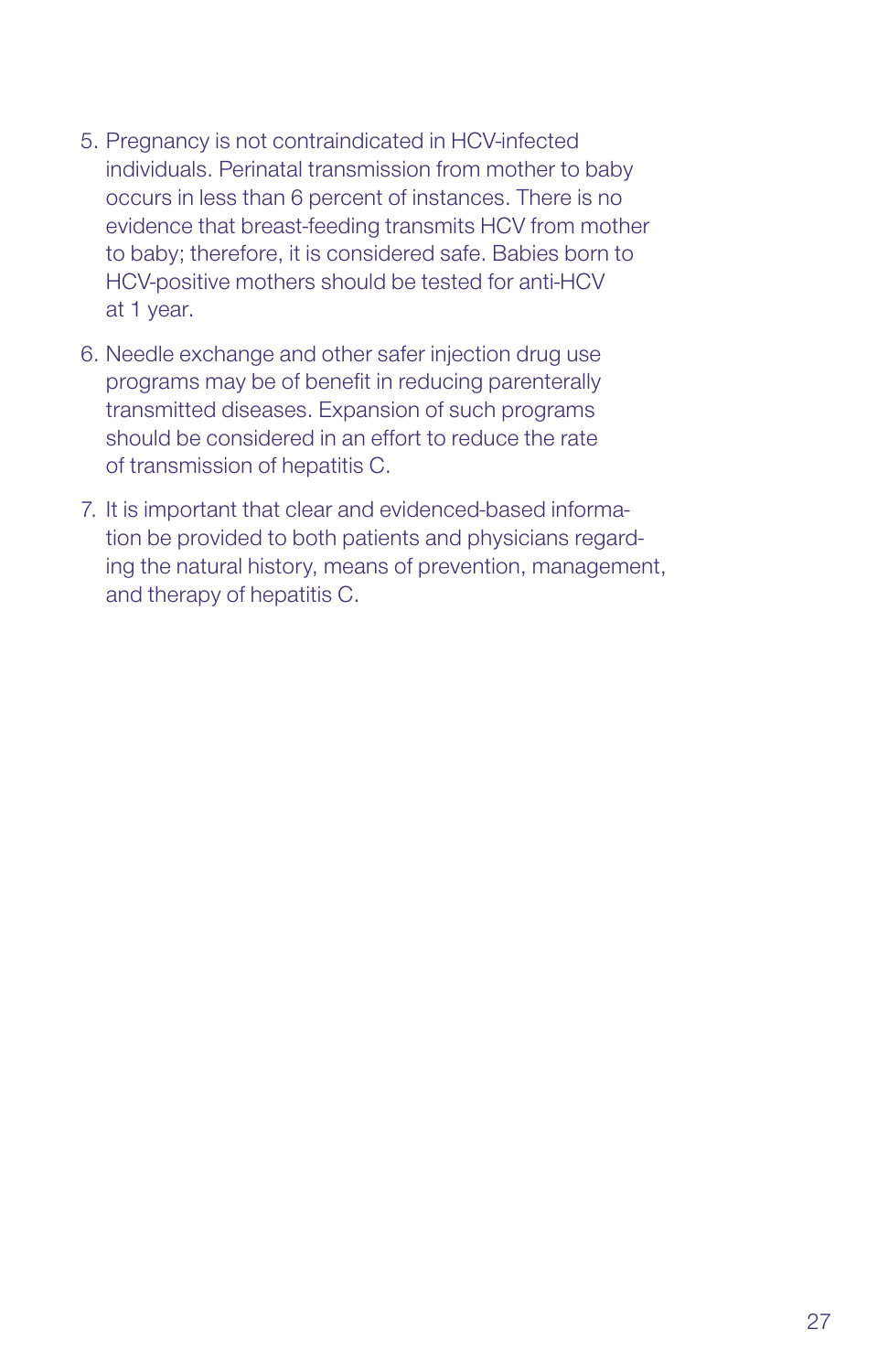5. Pregnancy is not contraindicated in HCV-infected individuals. Perinatal transmission from mother to baby occurs in less than 6 percent of instances. There is no evidence that breast-feeding transmits HCV from mother to baby; therefore, it is considered safe. Babies born to HCV-positive mothers should be tested for anti-HCV at 1 year.

6. Needle exchange and other safer injection drug use programs may be of benefit in reducing parenterally transmitted diseases. Expansion of such programs should be considered in an effort to reduce the rate of transmission of hepatitis C.

7. It is important that clear and evidenced-based information be provided to both patients and physicians regarding the natural history, means of prevention, management, and therapy of hepatitis C.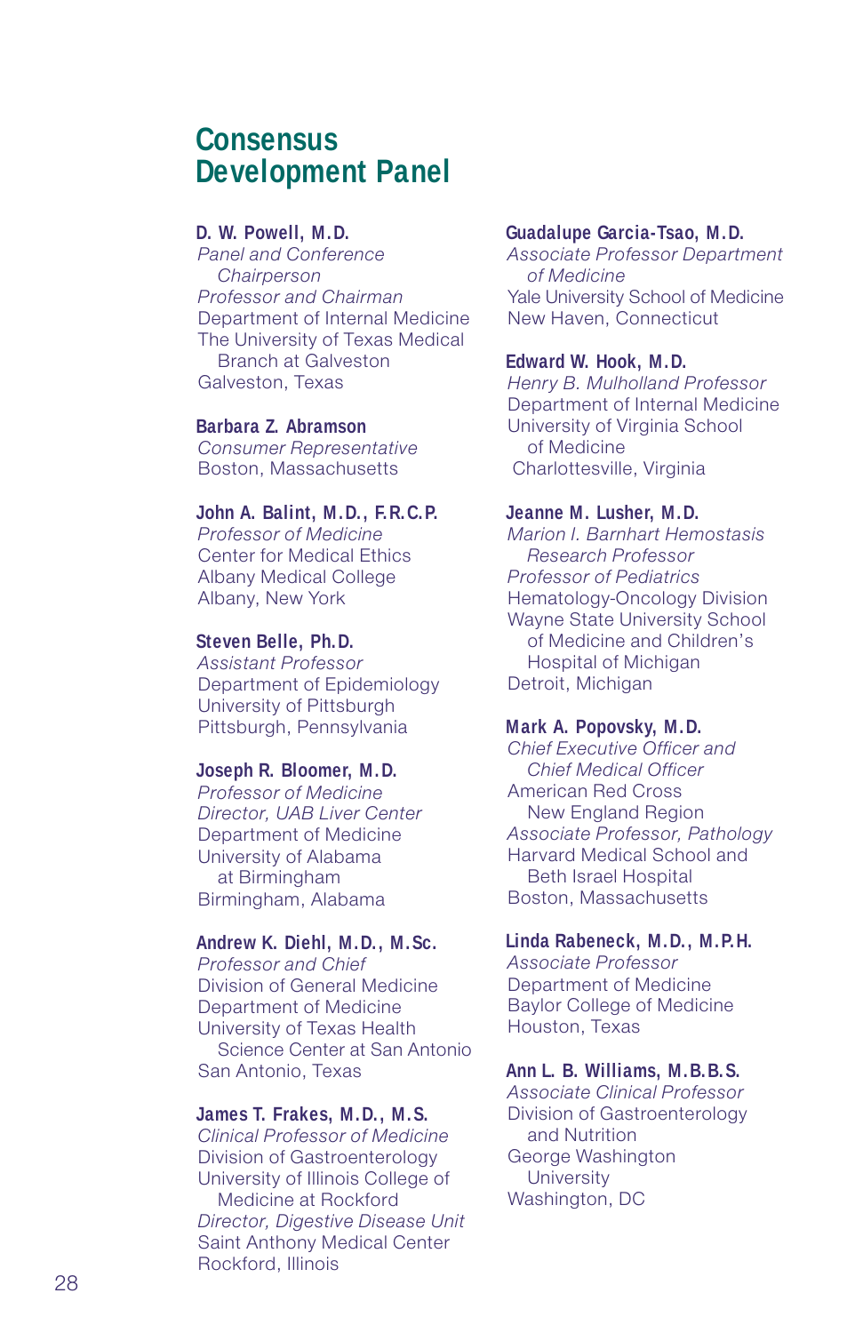# Consensus Development Panel

**D. W. Powell, M.D.**
*Panel and Conference Chairperson*
*Professor and Chairman*
Department of Internal Medicine
The University of Texas Medical Branch at Galveston
Galveston, Texas

**Barbara Z. Abramson**
*Consumer Representative*
Boston, Massachusetts

**John A. Balint, M.D., F.R.C.P.**
*Professor of Medicine*
Center for Medical Ethics
Albany Medical College
Albany, New York

**Steven Belle, Ph.D.**
*Assistant Professor*
Department of Epidemiology
University of Pittsburgh
Pittsburgh, Pennsylvania

**Joseph R. Bloomer, M.D.**
*Professor of Medicine*
*Director, UAB Liver Center*
Department of Medicine
University of Alabama at Birmingham
Birmingham, Alabama

**Andrew K. Diehl, M.D., M.Sc.**
*Professor and Chief*
Division of General Medicine
Department of Medicine
University of Texas Health Science Center at San Antonio
San Antonio, Texas

**James T. Frakes, M.D., M.S.**
*Clinical Professor of Medicine*
Division of Gastroenterology
University of Illinois College of Medicine at Rockford
*Director, Digestive Disease Unit*
Saint Anthony Medical Center
Rockford, Illinois

**Guadalupe Garcia-Tsao, M.D.**
*Associate Professor Department of Medicine*
Yale University School of Medicine
New Haven, Connecticut

**Edward W. Hook, M.D.**
*Henry B. Mulholland Professor*
Department of Internal Medicine
University of Virginia School of Medicine
Charlottesville, Virginia

**Jeanne M. Lusher, M.D.**
*Marion I. Barnhart Hemostasis Research Professor*
*Professor of Pediatrics*
Hematology-Oncology Division
Wayne State University School of Medicine and Children's Hospital of Michigan
Detroit, Michigan

**Mark A. Popovsky, M.D.**
*Chief Executive Officer and Chief Medical Officer*
American Red Cross New England Region
*Associate Professor, Pathology*
Harvard Medical School and Beth Israel Hospital
Boston, Massachusetts

**Linda Rabeneck, M.D., M.P.H.**
*Associate Professor*
Department of Medicine
Baylor College of Medicine
Houston, Texas

**Ann L. B. Williams, M.B.B.S.**
*Associate Clinical Professor*
Division of Gastroenterology and Nutrition
George Washington University
Washington, DC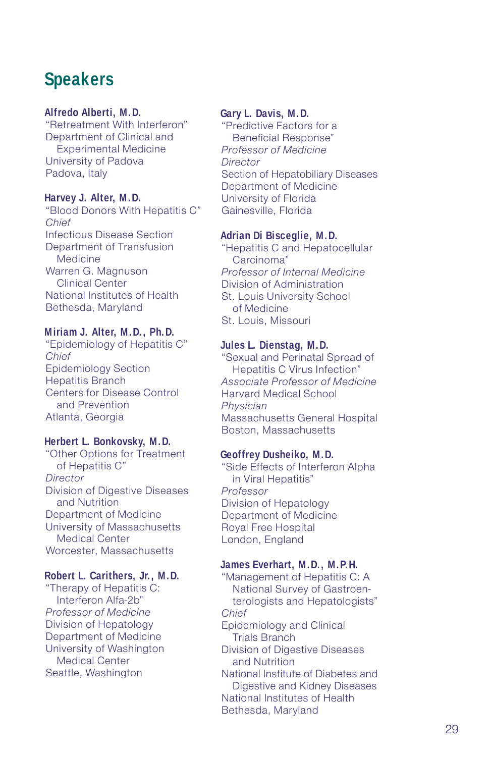# Speakers

**Alfredo Alberti, M.D.**
"Retreatment With Interferon"
Department of Clinical and Experimental Medicine
University of Padova
Padova, Italy

**Harvey J. Alter, M.D.**
"Blood Donors With Hepatitis C"
*Chief*
Infectious Disease Section
Department of Transfusion Medicine
Warren G. Magnuson Clinical Center
National Institutes of Health
Bethesda, Maryland

**Miriam J. Alter, M.D., Ph.D.**
"Epidemiology of Hepatitis C"
*Chief*
Epidemiology Section
Hepatitis Branch
Centers for Disease Control and Prevention
Atlanta, Georgia

**Herbert L. Bonkovsky, M.D.**
"Other Options for Treatment of Hepatitis C"
*Director*
Division of Digestive Diseases and Nutrition
Department of Medicine
University of Massachusetts Medical Center
Worcester, Massachusetts

**Robert L. Carithers, Jr., M.D.**
"Therapy of Hepatitis C: Interferon Alfa-2b"
*Professor of Medicine*
Division of Hepatology
Department of Medicine
University of Washington Medical Center
Seattle, Washington

**Gary L. Davis, M.D.**
"Predictive Factors for a Beneficial Response"
*Professor of Medicine*
*Director*
Section of Hepatobiliary Diseases
Department of Medicine
University of Florida
Gainesville, Florida

**Adrian Di Bisceglie, M.D.**
"Hepatitis C and Hepatocellular Carcinoma"
*Professor of Internal Medicine*
Division of Administration
St. Louis University School of Medicine
St. Louis, Missouri

**Jules L. Dienstag, M.D.**
"Sexual and Perinatal Spread of Hepatitis C Virus Infection"
*Associate Professor of Medicine*
Harvard Medical School
*Physician*
Massachusetts General Hospital
Boston, Massachusetts

**Geoffrey Dusheiko, M.D.**
"Side Effects of Interferon Alpha in Viral Hepatitis"
*Professor*
Division of Hepatology
Department of Medicine
Royal Free Hospital
London, England

**James Everhart, M.D., M.P.H.**
"Management of Hepatitis C: A National Survey of Gastroenterologists and Hepatologists"
*Chief*
Epidemiology and Clinical Trials Branch
Division of Digestive Diseases and Nutrition
National Institute of Diabetes and Digestive and Kidney Diseases
National Institutes of Health
Bethesda, Maryland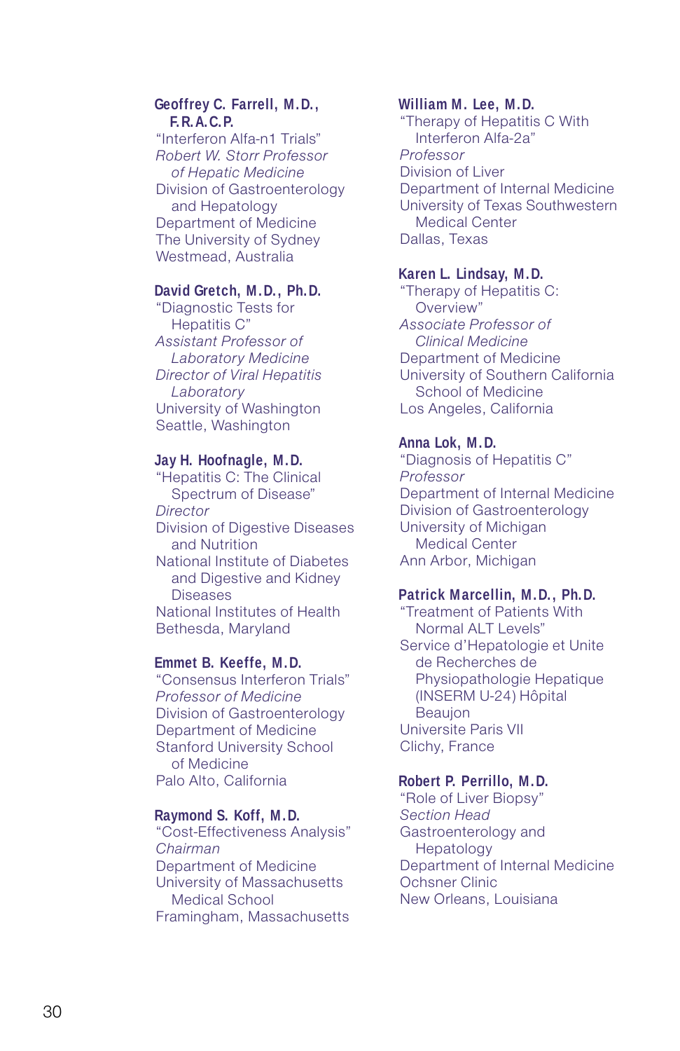**Geoffrey C. Farrell, M.D., F.R.A.C.P.**
"Interferon Alfa-n1 Trials"
*Robert W. Storr Professor of Hepatic Medicine*
Division of Gastroenterology and Hepatology
Department of Medicine
The University of Sydney
Westmead, Australia

**David Gretch, M.D., Ph.D.**
"Diagnostic Tests for Hepatitis C"
*Assistant Professor of Laboratory Medicine*
*Director of Viral Hepatitis Laboratory*
University of Washington
Seattle, Washington

**Jay H. Hoofnagle, M.D.**
"Hepatitis C: The Clinical Spectrum of Disease"
*Director*
Division of Digestive Diseases and Nutrition
National Institute of Diabetes and Digestive and Kidney Diseases
National Institutes of Health
Bethesda, Maryland

**Emmet B. Keeffe, M.D.**
"Consensus Interferon Trials"
*Professor of Medicine*
Division of Gastroenterology
Department of Medicine
Stanford University School of Medicine
Palo Alto, California

**Raymond S. Koff, M.D.**
"Cost-Effectiveness Analysis"
*Chairman*
Department of Medicine
University of Massachusetts Medical School
Framingham, Massachusetts

**William M. Lee, M.D.**
"Therapy of Hepatitis C With Interferon Alfa-2a"
*Professor*
Division of Liver
Department of Internal Medicine
University of Texas Southwestern Medical Center
Dallas, Texas

**Karen L. Lindsay, M.D.**
"Therapy of Hepatitis C: Overview"
*Associate Professor of Clinical Medicine*
Department of Medicine
University of Southern California School of Medicine
Los Angeles, California

**Anna Lok, M.D.**
"Diagnosis of Hepatitis C"
*Professor*
Department of Internal Medicine
Division of Gastroenterology
University of Michigan Medical Center
Ann Arbor, Michigan

**Patrick Marcellin, M.D., Ph.D.**
"Treatment of Patients With Normal ALT Levels"
Service d'Hepatologie et Unite de Recherches de Physiopathologie Hepatique (INSERM U-24) Hôpital Beaujon
Universite Paris VII
Clichy, France

**Robert P. Perrillo, M.D.**
"Role of Liver Biopsy"
*Section Head*
Gastroenterology and Hepatology
Department of Internal Medicine
Ochsner Clinic
New Orleans, Louisiana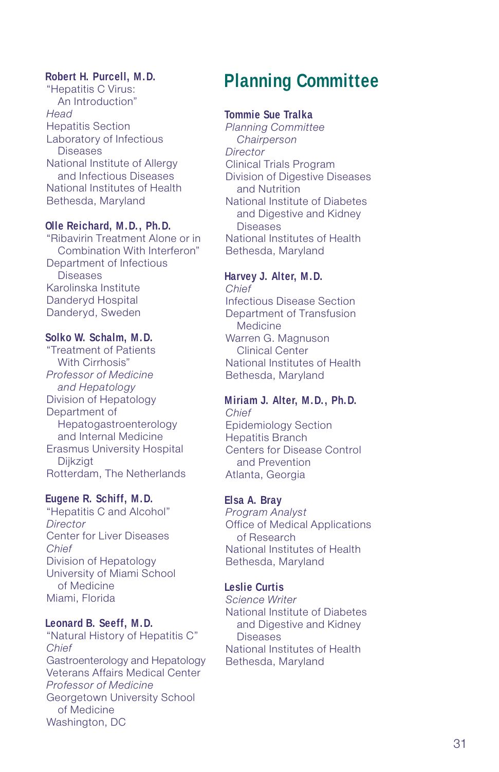**Robert H. Purcell, M.D.**
"Hepatitis C Virus: An Introduction"
*Head*
Hepatitis Section
Laboratory of Infectious Diseases
National Institute of Allergy and Infectious Diseases
National Institutes of Health
Bethesda, Maryland

**Olle Reichard, M.D., Ph.D.**
"Ribavirin Treatment Alone or in Combination With Interferon"
Department of Infectious Diseases
Karolinska Institute
Danderyd Hospital
Danderyd, Sweden

**Solko W. Schalm, M.D.**
"Treatment of Patients With Cirrhosis"
*Professor of Medicine and Hepatology*
Division of Hepatology
Department of Hepatogastroenterology and Internal Medicine
Erasmus University Hospital Dijkzigt
Rotterdam, The Netherlands

**Eugene R. Schiff, M.D.**
"Hepatitis C and Alcohol"
*Director*
Center for Liver Diseases
*Chief*
Division of Hepatology
University of Miami School of Medicine
Miami, Florida

**Leonard B. Seeff, M.D.**
"Natural History of Hepatitis C"
*Chief*
Gastroenterology and Hepatology
Veterans Affairs Medical Center
*Professor of Medicine*
Georgetown University School of Medicine
Washington, DC

# Planning Committee

**Tommie Sue Tralka**
*Planning Committee Chairperson*
*Director*
Clinical Trials Program
Division of Digestive Diseases and Nutrition
National Institute of Diabetes and Digestive and Kidney Diseases
National Institutes of Health
Bethesda, Maryland

**Harvey J. Alter, M.D.**
*Chief*
Infectious Disease Section
Department of Transfusion Medicine
Warren G. Magnuson Clinical Center
National Institutes of Health
Bethesda, Maryland

**Miriam J. Alter, M.D., Ph.D.**
*Chief*
Epidemiology Section
Hepatitis Branch
Centers for Disease Control and Prevention
Atlanta, Georgia

**Elsa A. Bray**
*Program Analyst*
Office of Medical Applications of Research
National Institutes of Health
Bethesda, Maryland

**Leslie Curtis**
*Science Writer*
National Institute of Diabetes and Digestive and Kidney Diseases
National Institutes of Health
Bethesda, Maryland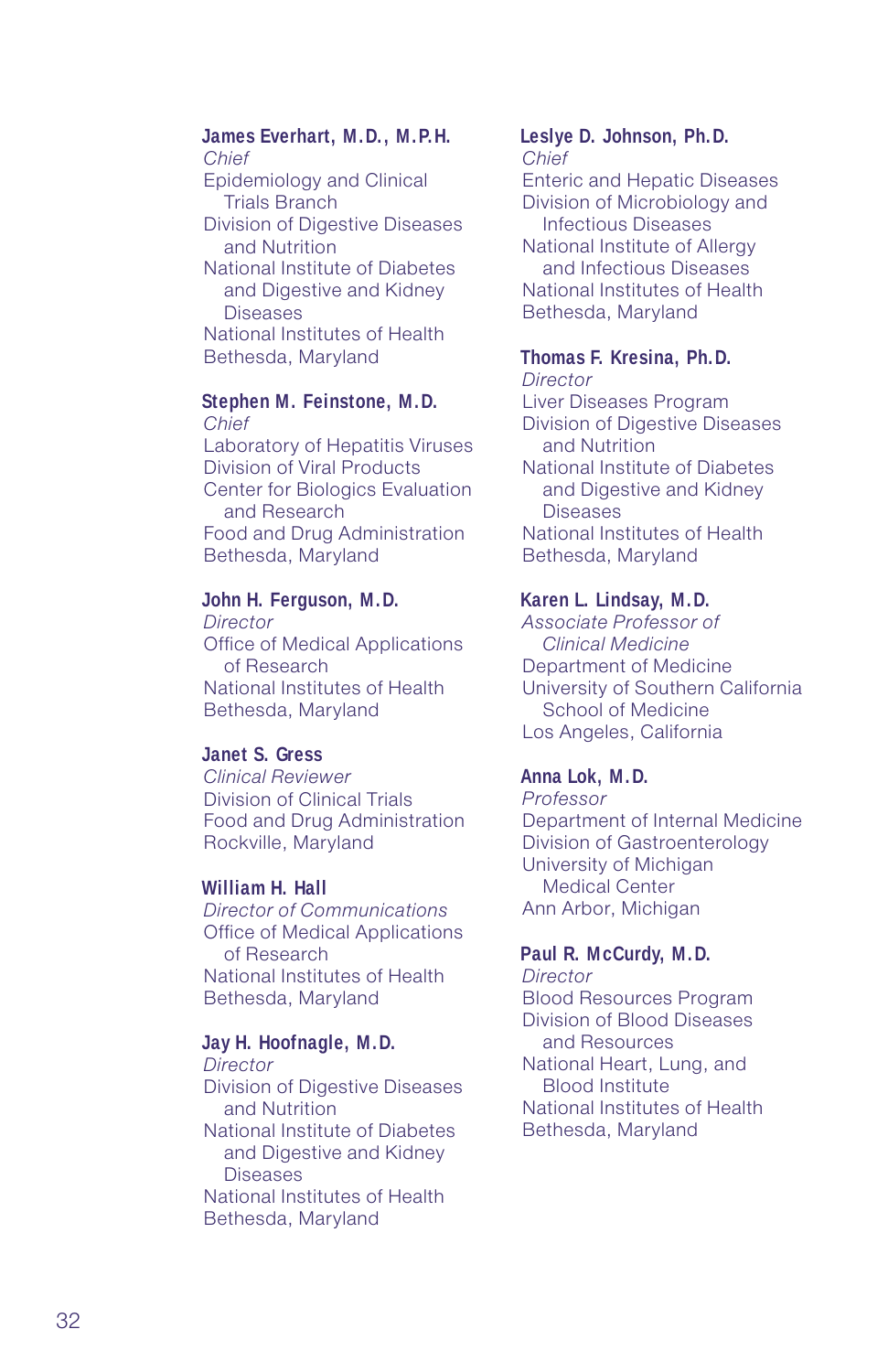**James Everhart, M.D., M.P.H.**
*Chief*
Epidemiology and Clinical Trials Branch
Division of Digestive Diseases and Nutrition
National Institute of Diabetes and Digestive and Kidney Diseases
National Institutes of Health
Bethesda, Maryland

**Stephen M. Feinstone, M.D.**
*Chief*
Laboratory of Hepatitis Viruses
Division of Viral Products
Center for Biologics Evaluation and Research
Food and Drug Administration
Bethesda, Maryland

**John H. Ferguson, M.D.**
*Director*
Office of Medical Applications of Research
National Institutes of Health
Bethesda, Maryland

**Janet S. Gress**
*Clinical Reviewer*
Division of Clinical Trials
Food and Drug Administration
Rockville, Maryland

**William H. Hall**
*Director of Communications*
Office of Medical Applications of Research
National Institutes of Health
Bethesda, Maryland

**Jay H. Hoofnagle, M.D.**
*Director*
Division of Digestive Diseases and Nutrition
National Institute of Diabetes and Digestive and Kidney Diseases
National Institutes of Health
Bethesda, Maryland

**Leslye D. Johnson, Ph.D.**
*Chief*
Enteric and Hepatic Diseases
Division of Microbiology and Infectious Diseases
National Institute of Allergy and Infectious Diseases
National Institutes of Health
Bethesda, Maryland

**Thomas F. Kresina, Ph.D.**
*Director*
Liver Diseases Program
Division of Digestive Diseases and Nutrition
National Institute of Diabetes and Digestive and Kidney Diseases
National Institutes of Health
Bethesda, Maryland

**Karen L. Lindsay, M.D.**
*Associate Professor of Clinical Medicine*
Department of Medicine
University of Southern California School of Medicine
Los Angeles, California

**Anna Lok, M.D.**
*Professor*
Department of Internal Medicine
Division of Gastroenterology
University of Michigan Medical Center
Ann Arbor, Michigan

**Paul R. McCurdy, M.D.**
*Director*
Blood Resources Program
Division of Blood Diseases and Resources
National Heart, Lung, and Blood Institute
National Institutes of Health
Bethesda, Maryland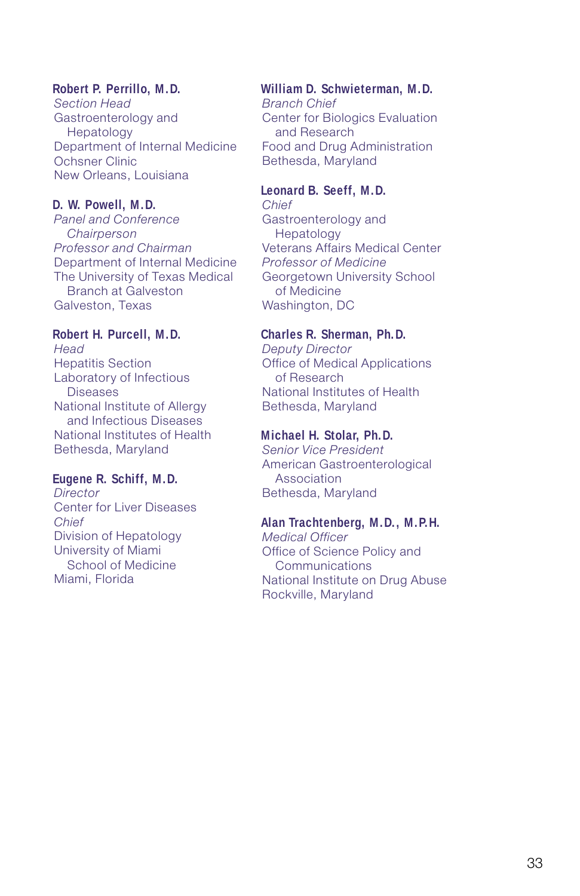**Robert P. Perrillo, M.D.**
*Section Head*
Gastroenterology and Hepatology
Department of Internal Medicine
Ochsner Clinic
New Orleans, Louisiana

**D. W. Powell, M.D.**
*Panel and Conference Chairperson*
*Professor and Chairman*
Department of Internal Medicine
The University of Texas Medical Branch at Galveston
Galveston, Texas

**Robert H. Purcell, M.D.**
*Head*
Hepatitis Section
Laboratory of Infectious Diseases
National Institute of Allergy and Infectious Diseases
National Institutes of Health
Bethesda, Maryland

**Eugene R. Schiff, M.D.**
*Director*
Center for Liver Diseases
*Chief*
Division of Hepatology
University of Miami School of Medicine
Miami, Florida

**William D. Schwieterman, M.D.**
*Branch Chief*
Center for Biologics Evaluation and Research
Food and Drug Administration
Bethesda, Maryland

**Leonard B. Seeff, M.D.**
*Chief*
Gastroenterology and Hepatology
Veterans Affairs Medical Center
*Professor of Medicine*
Georgetown University School of Medicine
Washington, DC

**Charles R. Sherman, Ph.D.**
*Deputy Director*
Office of Medical Applications of Research
National Institutes of Health
Bethesda, Maryland

**Michael H. Stolar, Ph.D.**
*Senior Vice President*
American Gastroenterological Association
Bethesda, Maryland

**Alan Trachtenberg, M.D., M.P.H.**
*Medical Officer*
Office of Science Policy and Communications
National Institute on Drug Abuse
Rockville, Maryland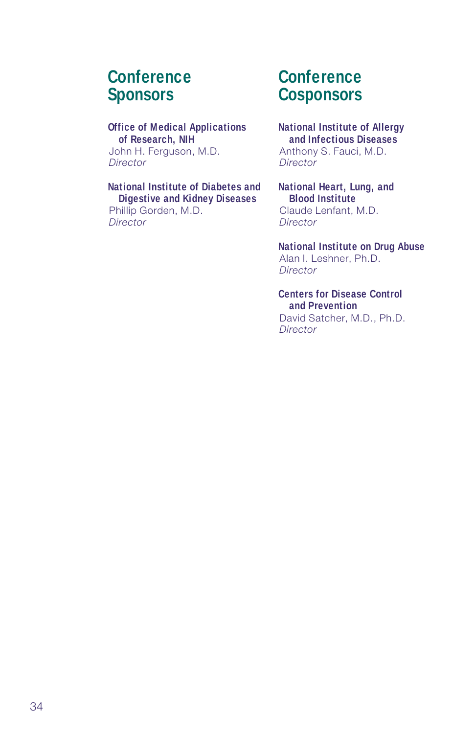## Conference Sponsors

**Office of Medical Applications of Research, NIH**
John H. Ferguson, M.D.
*Director*

**National Institute of Diabetes and Digestive and Kidney Diseases**
Phillip Gorden, M.D.
*Director*

## Conference Cosponsors

**National Institute of Allergy and Infectious Diseases**
Anthony S. Fauci, M.D.
*Director*

**National Heart, Lung, and Blood Institute**
Claude Lenfant, M.D.
*Director*

**National Institute on Drug Abuse**
Alan I. Leshner, Ph.D.
*Director*

**Centers for Disease Control and Prevention**
David Satcher, M.D., Ph.D.
*Director*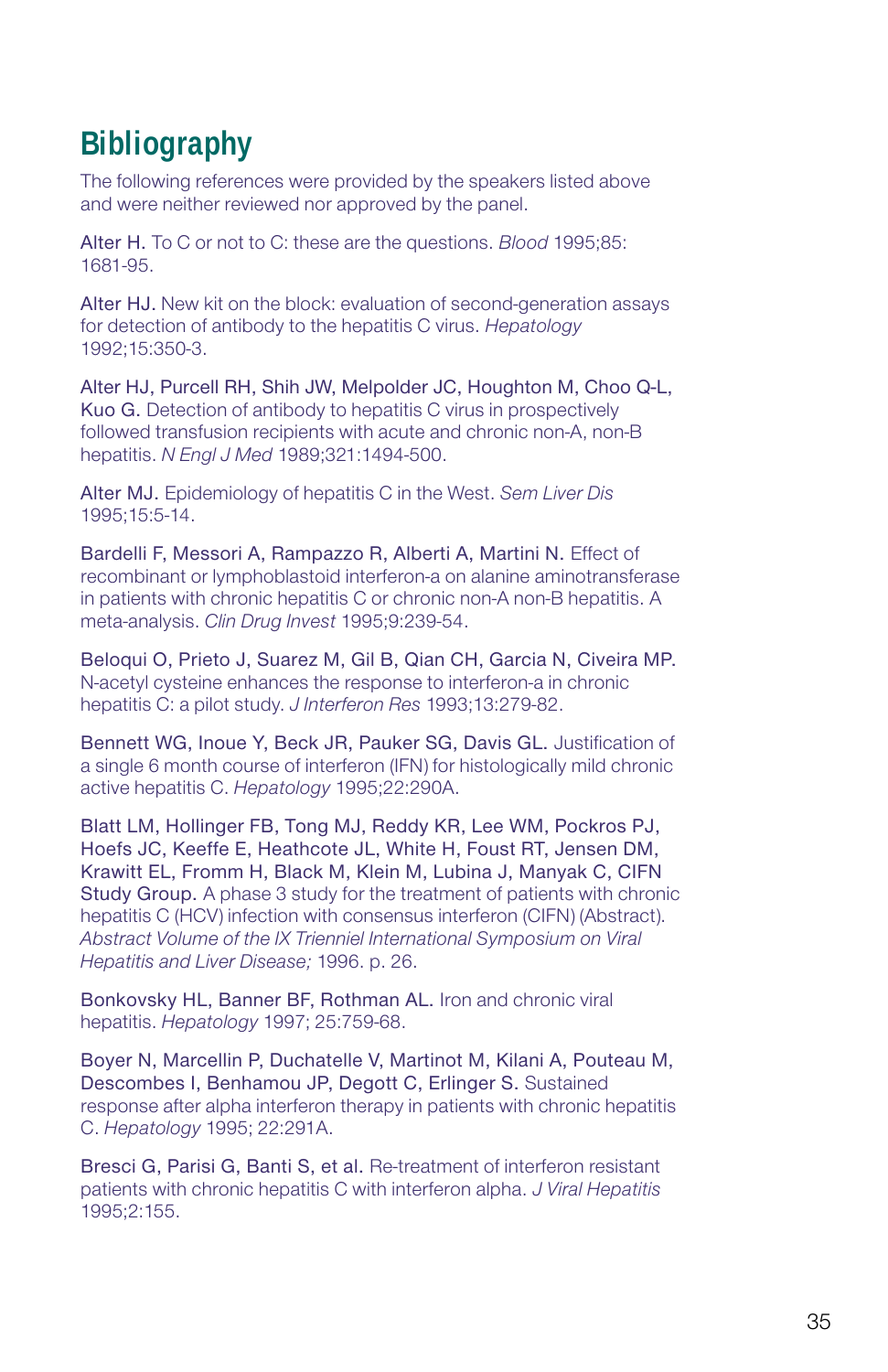# Bibliography

The following references were provided by the speakers listed above and were neither reviewed nor approved by the panel.

Alter H. To C or not to C: these are the questions. *Blood* 1995;85: 1681-95.

Alter HJ. New kit on the block: evaluation of second-generation assays for detection of antibody to the hepatitis C virus. *Hepatology* 1992;15:350-3.

Alter HJ, Purcell RH, Shih JW, Melpolder JC, Houghton M, Choo Q-L, Kuo G. Detection of antibody to hepatitis C virus in prospectively followed transfusion recipients with acute and chronic non-A, non-B hepatitis. *N Engl J Med* 1989;321:1494-500.

Alter MJ. Epidemiology of hepatitis C in the West. *Sem Liver Dis* 1995;15:5-14.

Bardelli F, Messori A, Rampazzo R, Alberti A, Martini N. Effect of recombinant or lymphoblastoid interferon-a on alanine aminotransferase in patients with chronic hepatitis C or chronic non-A non-B hepatitis. A meta-analysis. *Clin Drug Invest* 1995;9:239-54.

Beloqui O, Prieto J, Suarez M, Gil B, Qian CH, Garcia N, Civeira MP. N-acetyl cysteine enhances the response to interferon-a in chronic hepatitis C: a pilot study. *J Interferon Res* 1993;13:279-82.

Bennett WG, Inoue Y, Beck JR, Pauker SG, Davis GL. Justification of a single 6 month course of interferon (IFN) for histologically mild chronic active hepatitis C. *Hepatology* 1995;22:290A.

Blatt LM, Hollinger FB, Tong MJ, Reddy KR, Lee WM, Pockros PJ, Hoefs JC, Keeffe E, Heathcote JL, White H, Foust RT, Jensen DM, Krawitt EL, Fromm H, Black M, Klein M, Lubina J, Manyak C, CIFN Study Group. A phase 3 study for the treatment of patients with chronic hepatitis C (HCV) infection with consensus interferon (CIFN) (Abstract). *Abstract Volume of the IX Trienniel International Symposium on Viral Hepatitis and Liver Disease;* 1996. p. 26.

Bonkovsky HL, Banner BF, Rothman AL. Iron and chronic viral hepatitis. *Hepatology* 1997; 25:759-68.

Boyer N, Marcellin P, Duchatelle V, Martinot M, Kilani A, Pouteau M, Descombes I, Benhamou JP, Degott C, Erlinger S. Sustained response after alpha interferon therapy in patients with chronic hepatitis C. *Hepatology* 1995; 22:291A.

Bresci G, Parisi G, Banti S, et al. Re-treatment of interferon resistant patients with chronic hepatitis C with interferon alpha. *J Viral Hepatitis* 1995;2:155.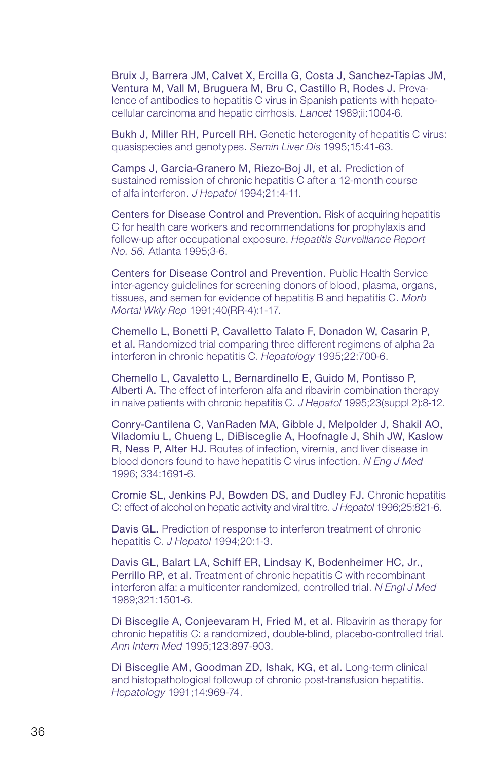Bruix J, Barrera JM, Calvet X, Ercilla G, Costa J, Sanchez-Tapias JM, Ventura M, Vall M, Bruguera M, Bru C, Castillo R, Rodes J. Prevalence of antibodies to hepatitis C virus in Spanish patients with hepatocellular carcinoma and hepatic cirrhosis. *Lancet* 1989;ii:1004-6.

Bukh J, Miller RH, Purcell RH. Genetic heterogenity of hepatitis C virus: quasispecies and genotypes. *Semin Liver Dis* 1995;15:41-63.

Camps J, Garcia-Granero M, Riezo-Boj JI, et al. Prediction of sustained remission of chronic hepatitis C after a 12-month course of alfa interferon. *J Hepatol* 1994;21:4-11.

Centers for Disease Control and Prevention. Risk of acquiring hepatitis C for health care workers and recommendations for prophylaxis and follow-up after occupational exposure. *Hepatitis Surveillance Report No. 56.* Atlanta 1995;3-6.

Centers for Disease Control and Prevention. Public Health Service inter-agency guidelines for screening donors of blood, plasma, organs, tissues, and semen for evidence of hepatitis B and hepatitis C. *Morb Mortal Wkly Rep* 1991;40(RR-4):1-17.

Chemello L, Bonetti P, Cavalletto Talato F, Donadon W, Casarin P, et al. Randomized trial comparing three different regimens of alpha 2a interferon in chronic hepatitis C. *Hepatology* 1995;22:700-6.

Chemello L, Cavaletto L, Bernardinello E, Guido M, Pontisso P, Alberti A. The effect of interferon alfa and ribavirin combination therapy in naive patients with chronic hepatitis C. *J Hepatol* 1995;23(suppl 2):8-12.

Conry-Cantilena C, VanRaden MA, Gibble J, Melpolder J, Shakil AO, Viladomiu L, Chueng L, DiBisceglie A, Hoofnagle J, Shih JW, Kaslow R, Ness P, Alter HJ. Routes of infection, viremia, and liver disease in blood donors found to have hepatitis C virus infection. *N Eng J Med* 1996; 334:1691-6.

Cromie SL, Jenkins PJ, Bowden DS, and Dudley FJ. Chronic hepatitis C: effect of alcohol on hepatic activity and viral titre. *J Hepatol* 1996;25:821-6.

Davis GL. Prediction of response to interferon treatment of chronic hepatitis C. *J Hepatol* 1994;20:1-3.

Davis GL, Balart LA, Schiff ER, Lindsay K, Bodenheimer HC, Jr., Perrillo RP, et al. Treatment of chronic hepatitis C with recombinant interferon alfa: a multicenter randomized, controlled trial. *N Engl J Med* 1989;321:1501-6.

Di Bisceglie A, Conjeevaram H, Fried M, et al. Ribavirin as therapy for chronic hepatitis C: a randomized, double-blind, placebo-controlled trial. *Ann Intern Med* 1995;123:897-903.

Di Bisceglie AM, Goodman ZD, Ishak, KG, et al. Long-term clinical and histopathological followup of chronic post-transfusion hepatitis. *Hepatology* 1991;14:969-74.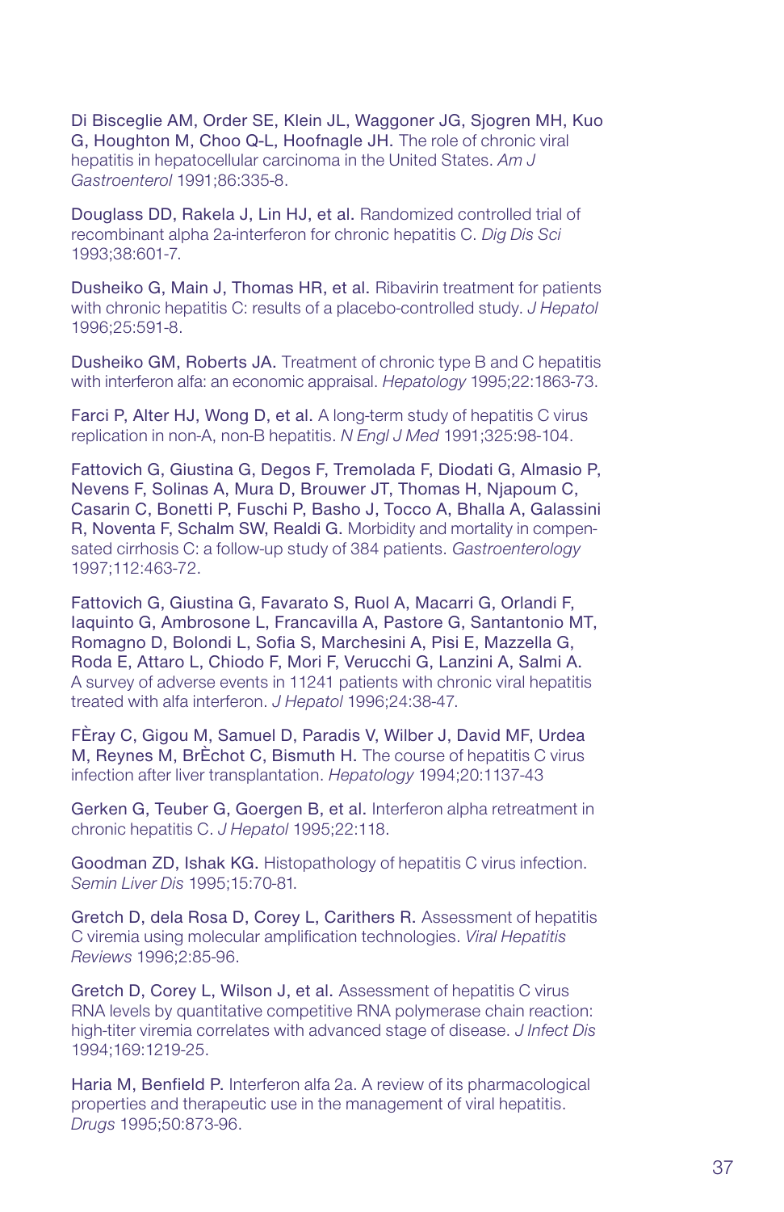Di Bisceglie AM, Order SE, Klein JL, Waggoner JG, Sjogren MH, Kuo G, Houghton M, Choo Q-L, Hoofnagle JH. The role of chronic viral hepatitis in hepatocellular carcinoma in the United States. *Am J Gastroenterol* 1991;86:335-8.

Douglass DD, Rakela J, Lin HJ, et al. Randomized controlled trial of recombinant alpha 2a-interferon for chronic hepatitis C. *Dig Dis Sci* 1993;38:601-7.

Dusheiko G, Main J, Thomas HR, et al. Ribavirin treatment for patients with chronic hepatitis C: results of a placebo-controlled study. *J Hepatol* 1996;25:591-8.

Dusheiko GM, Roberts JA. Treatment of chronic type B and C hepatitis with interferon alfa: an economic appraisal. *Hepatology* 1995;22:1863-73.

Farci P, Alter HJ, Wong D, et al. A long-term study of hepatitis C virus replication in non-A, non-B hepatitis. *N Engl J Med* 1991;325:98-104.

Fattovich G, Giustina G, Degos F, Tremolada F, Diodati G, Almasio P, Nevens F, Solinas A, Mura D, Brouwer JT, Thomas H, Njapoum C, Casarin C, Bonetti P, Fuschi P, Basho J, Tocco A, Bhalla A, Galassini R, Noventa F, Schalm SW, Realdi G. Morbidity and mortality in compensated cirrhosis C: a follow-up study of 384 patients. *Gastroenterology* 1997;112:463-72.

Fattovich G, Giustina G, Favarato S, Ruol A, Macarri G, Orlandi F, Iaquinto G, Ambrosone L, Francavilla A, Pastore G, Santantonio MT, Romagno D, Bolondi L, Sofia S, Marchesini A, Pisi E, Mazzella G, Roda E, Attaro L, Chiodo F, Mori F, Verucchi G, Lanzini A, Salmi A. A survey of adverse events in 11241 patients with chronic viral hepatitis treated with alfa interferon. *J Hepatol* 1996;24:38-47.

FÈray C, Gigou M, Samuel D, Paradis V, Wilber J, David MF, Urdea M, Reynes M, BrÈchot C, Bismuth H. The course of hepatitis C virus infection after liver transplantation. *Hepatology* 1994;20:1137-43

Gerken G, Teuber G, Goergen B, et al. Interferon alpha retreatment in chronic hepatitis C. *J Hepatol* 1995;22:118.

Goodman ZD, Ishak KG. Histopathology of hepatitis C virus infection. *Semin Liver Dis* 1995;15:70-81.

Gretch D, dela Rosa D, Corey L, Carithers R. Assessment of hepatitis C viremia using molecular amplification technologies. *Viral Hepatitis Reviews* 1996;2:85-96.

Gretch D, Corey L, Wilson J, et al. Assessment of hepatitis C virus RNA levels by quantitative competitive RNA polymerase chain reaction: high-titer viremia correlates with advanced stage of disease. *J Infect Dis* 1994;169:1219-25.

Haria M, Benfield P. Interferon alfa 2a. A review of its pharmacological properties and therapeutic use in the management of viral hepatitis. *Drugs* 1995;50:873-96.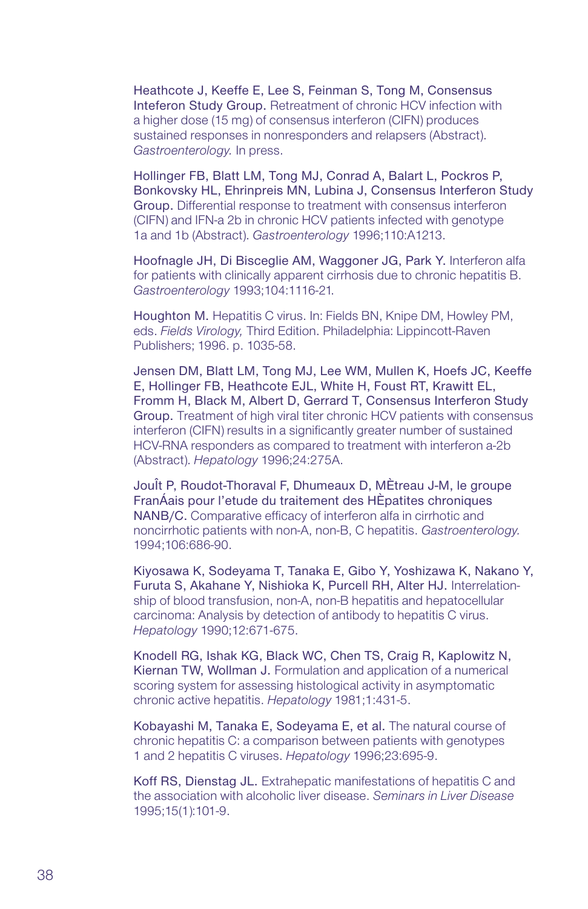Heathcote J, Keeffe E, Lee S, Feinman S, Tong M, Consensus Inteferon Study Group. Retreatment of chronic HCV infection with a higher dose (15 mg) of consensus interferon (CIFN) produces sustained responses in nonresponders and relapsers (Abstract). *Gastroenterology.* In press.

Hollinger FB, Blatt LM, Tong MJ, Conrad A, Balart L, Pockros P, Bonkovsky HL, Ehrinpreis MN, Lubina J, Consensus Interferon Study Group. Differential response to treatment with consensus interferon (CIFN) and IFN-a 2b in chronic HCV patients infected with genotype 1a and 1b (Abstract). *Gastroenterology* 1996;110:A1213.

Hoofnagle JH, Di Bisceglie AM, Waggoner JG, Park Y. Interferon alfa for patients with clinically apparent cirrhosis due to chronic hepatitis B. *Gastroenterology* 1993;104:1116-21.

Houghton M. Hepatitis C virus. In: Fields BN, Knipe DM, Howley PM, eds. *Fields Virology,* Third Edition. Philadelphia: Lippincott-Raven Publishers; 1996. p. 1035-58.

Jensen DM, Blatt LM, Tong MJ, Lee WM, Mullen K, Hoefs JC, Keeffe E, Hollinger FB, Heathcote EJL, White H, Foust RT, Krawitt EL, Fromm H, Black M, Albert D, Gerrard T, Consensus Interferon Study Group. Treatment of high viral titer chronic HCV patients with consensus interferon (CIFN) results in a significantly greater number of sustained HCV-RNA responders as compared to treatment with interferon a-2b (Abstract). *Hepatology* 1996;24:275A.

JouÎt P, Roudot-Thoraval F, Dhumeaux D, MÈtreau J-M, le groupe FranÁais pour l'etude du traitement des HÈpatites chroniques NANB/C. Comparative efficacy of interferon alfa in cirrhotic and noncirrhotic patients with non-A, non-B, C hepatitis. *Gastroenterology.* 1994;106:686-90.

Kiyosawa K, Sodeyama T, Tanaka E, Gibo Y, Yoshizawa K, Nakano Y, Furuta S, Akahane Y, Nishioka K, Purcell RH, Alter HJ. Interrelationship of blood transfusion, non-A, non-B hepatitis and hepatocellular carcinoma: Analysis by detection of antibody to hepatitis C virus. *Hepatology* 1990;12:671-675.

Knodell RG, Ishak KG, Black WC, Chen TS, Craig R, Kaplowitz N, Kiernan TW, Wollman J. Formulation and application of a numerical scoring system for assessing histological activity in asymptomatic chronic active hepatitis. *Hepatology* 1981;1:431-5.

Kobayashi M, Tanaka E, Sodeyama E, et al. The natural course of chronic hepatitis C: a comparison between patients with genotypes 1 and 2 hepatitis C viruses. *Hepatology* 1996;23:695-9.

Koff RS, Dienstag JL. Extrahepatic manifestations of hepatitis C and the association with alcoholic liver disease. *Seminars in Liver Disease* 1995;15(1):101-9.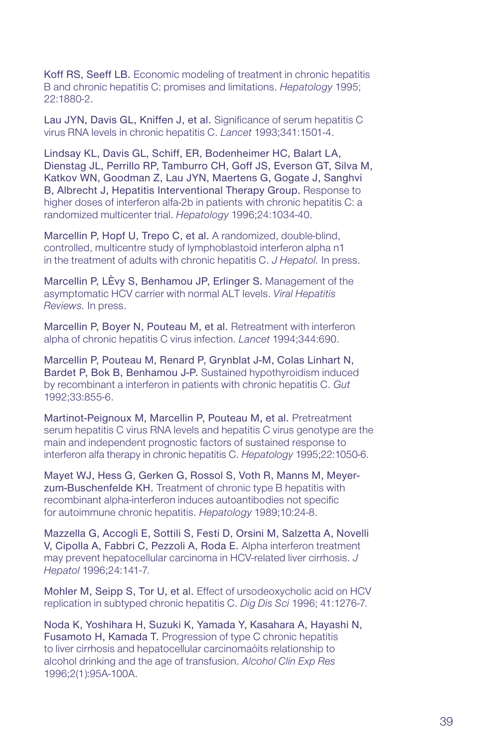Koff RS, Seeff LB. Economic modeling of treatment in chronic hepatitis B and chronic hepatitis C: promises and limitations. *Hepatology* 1995; 22:1880-2.

Lau JYN, Davis GL, Kniffen J, et al. Significance of serum hepatitis C virus RNA levels in chronic hepatitis C. *Lancet* 1993;341:1501-4.

Lindsay KL, Davis GL, Schiff, ER, Bodenheimer HC, Balart LA, Dienstag JL, Perrillo RP, Tamburro CH, Goff JS, Everson GT, Silva M, Katkov WN, Goodman Z, Lau JYN, Maertens G, Gogate J, Sanghvi B, Albrecht J, Hepatitis Interventional Therapy Group. Response to higher doses of interferon alfa-2b in patients with chronic hepatitis C: a randomized multicenter trial. *Hepatology* 1996;24:1034-40.

Marcellin P, Hopf U, Trepo C, et al. A randomized, double-blind, controlled, multicentre study of lymphoblastoid interferon alpha n1 in the treatment of adults with chronic hepatitis C. *J Hepatol.* In press.

Marcellin P, LÈvy S, Benhamou JP, Erlinger S. Management of the asymptomatic HCV carrier with normal ALT levels. *Viral Hepatitis Reviews.* In press.

Marcellin P, Boyer N, Pouteau M, et al. Retreatment with interferon alpha of chronic hepatitis C virus infection. *Lancet* 1994;344:690.

Marcellin P, Pouteau M, Renard P, Grynblat J-M, Colas Linhart N, Bardet P, Bok B, Benhamou J-P. Sustained hypothyroidism induced by recombinant a interferon in patients with chronic hepatitis C. *Gut* 1992;33:855-6.

Martinot-Peignoux M, Marcellin P, Pouteau M, et al. Pretreatment serum hepatitis C virus RNA levels and hepatitis C virus genotype are the main and independent prognostic factors of sustained response to interferon alfa therapy in chronic hepatitis C. *Hepatology* 1995;22:1050-6.

Mayet WJ, Hess G, Gerken G, Rossol S, Voth R, Manns M, Meyer-zum-Buschenfelde KH. Treatment of chronic type B hepatitis with recombinant alpha-interferon induces autoantibodies not specific for autoimmune chronic hepatitis. *Hepatology* 1989;10:24-8.

Mazzella G, Accogli E, Sottili S, Festi D, Orsini M, Salzetta A, Novelli V, Cipolla A, Fabbri C, Pezzoli A, Roda E. Alpha interferon treatment may prevent hepatocellular carcinoma in HCV-related liver cirrhosis. *J Hepatol* 1996;24:141-7.

Mohler M, Seipp S, Tor U, et al. Effect of ursodeoxycholic acid on HCV replication in subtyped chronic hepatitis C. *Dig Dis Sci* 1996; 41:1276-7.

Noda K, Yoshihara H, Suzuki K, Yamada Y, Kasahara A, Hayashi N, Fusamoto H, Kamada T. Progression of type C chronic hepatitis to liver cirrhosis and hepatocellular carcinomaóits relationship to alcohol drinking and the age of transfusion. *Alcohol Clin Exp Res* 1996;2(1):95A-100A.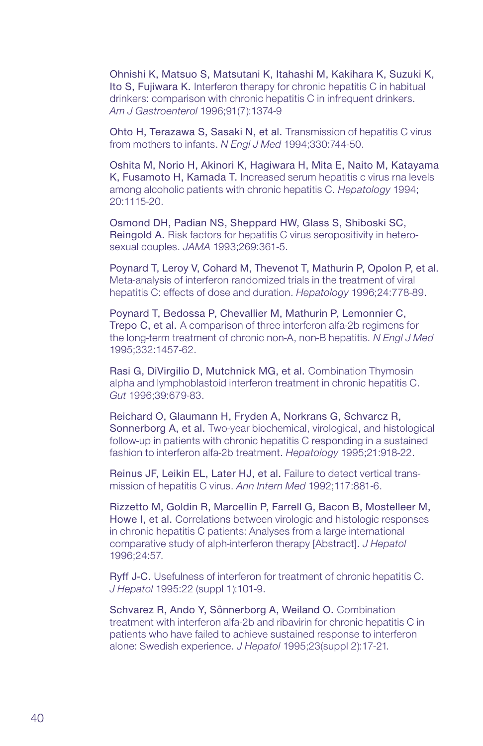Ohnishi K, Matsuo S, Matsutani K, Itahashi M, Kakihara K, Suzuki K, Ito S, Fujiwara K. Interferon therapy for chronic hepatitis C in habitual drinkers: comparison with chronic hepatitis C in infrequent drinkers. *Am J Gastroenterol* 1996;91(7):1374-9

Ohto H, Terazawa S, Sasaki N, et al. Transmission of hepatitis C virus from mothers to infants. *N Engl J Med* 1994;330:744-50.

Oshita M, Norio H, Akinori K, Hagiwara H, Mita E, Naito M, Katayama K, Fusamoto H, Kamada T. Increased serum hepatitis c virus rna levels among alcoholic patients with chronic hepatitis C. *Hepatology* 1994; 20:1115-20.

Osmond DH, Padian NS, Sheppard HW, Glass S, Shiboski SC, Reingold A. Risk factors for hepatitis C virus seropositivity in hetero-sexual couples. *JAMA* 1993;269:361-5.

Poynard T, Leroy V, Cohard M, Thevenot T, Mathurin P, Opolon P, et al. Meta-analysis of interferon randomized trials in the treatment of viral hepatitis C: effects of dose and duration. *Hepatology* 1996;24:778-89.

Poynard T, Bedossa P, Chevallier M, Mathurin P, Lemonnier C, Trepo C, et al. A comparison of three interferon alfa-2b regimens for the long-term treatment of chronic non-A, non-B hepatitis. *N Engl J Med* 1995;332:1457-62.

Rasi G, DiVirgilio D, Mutchnick MG, et al. Combination Thymosin alpha and lymphoblastoid interferon treatment in chronic hepatitis C. *Gut* 1996;39:679-83.

Reichard O, Glaumann H, Fryden A, Norkrans G, Schvarcz R, Sonnerborg A, et al. Two-year biochemical, virological, and histological follow-up in patients with chronic hepatitis C responding in a sustained fashion to interferon alfa-2b treatment. *Hepatology* 1995;21:918-22.

Reinus JF, Leikin EL, Later HJ, et al. Failure to detect vertical trans-mission of hepatitis C virus. *Ann Intern Med* 1992;117:881-6.

Rizzetto M, Goldin R, Marcellin P, Farrell G, Bacon B, Mostelleer M, Howe I, et al. Correlations between virologic and histologic responses in chronic hepatitis C patients: Analyses from a large international comparative study of alph-interferon therapy [Abstract]. *J Hepatol* 1996;24:57.

Ryff J-C. Usefulness of interferon for treatment of chronic hepatitis C. *J Hepatol* 1995:22 (suppl 1):101-9.

Schvarez R, Ando Y, Sônnerborg A, Weiland O. Combination treatment with interferon alfa-2b and ribavirin for chronic hepatitis C in patients who have failed to achieve sustained response to interferon alone: Swedish experience. *J Hepatol* 1995;23(suppl 2):17-21.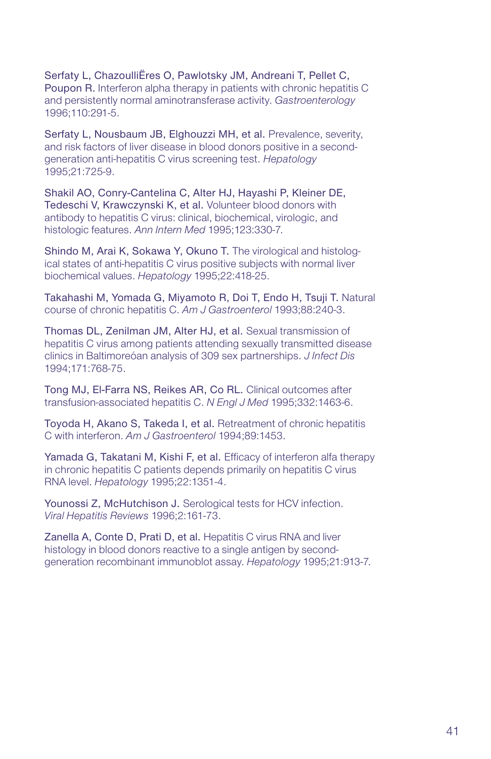Serfaty L, ChazoulliËres O, Pawlotsky JM, Andreani T, Pellet C, Poupon R. Interferon alpha therapy in patients with chronic hepatitis C and persistently normal aminotransferase activity. *Gastroenterology* 1996;110:291-5.

Serfaty L, Nousbaum JB, Elghouzzi MH, et al. Prevalence, severity, and risk factors of liver disease in blood donors positive in a second-generation anti-hepatitis C virus screening test. *Hepatology* 1995;21:725-9.

Shakil AO, Conry-Cantelina C, Alter HJ, Hayashi P, Kleiner DE, Tedeschi V, Krawczynski K, et al. Volunteer blood donors with antibody to hepatitis C virus: clinical, biochemical, virologic, and histologic features. *Ann Intern Med* 1995;123:330-7.

Shindo M, Arai K, Sokawa Y, Okuno T. The virological and histological states of anti-hepatitis C virus positive subjects with normal liver biochemical values. *Hepatology* 1995;22:418-25.

Takahashi M, Yomada G, Miyamoto R, Doi T, Endo H, Tsuji T. Natural course of chronic hepatitis C. *Am J Gastroenterol* 1993;88:240-3.

Thomas DL, Zenilman JM, Alter HJ, et al. Sexual transmission of hepatitis C virus among patients attending sexually transmitted disease clinics in Baltimoreóan analysis of 309 sex partnerships. *J Infect Dis* 1994;171:768-75.

Tong MJ, El-Farra NS, Reikes AR, Co RL. Clinical outcomes after transfusion-associated hepatitis C. *N Engl J Med* 1995;332:1463-6.

Toyoda H, Akano S, Takeda I, et al. Retreatment of chronic hepatitis C with interferon. *Am J Gastroenterol* 1994;89:1453.

Yamada G, Takatani M, Kishi F, et al. Efficacy of interferon alfa therapy in chronic hepatitis C patients depends primarily on hepatitis C virus RNA level. *Hepatology* 1995;22:1351-4.

Younossi Z, McHutchison J. Serological tests for HCV infection. *Viral Hepatitis Reviews* 1996;2:161-73.

Zanella A, Conte D, Prati D, et al. Hepatitis C virus RNA and liver histology in blood donors reactive to a single antigen by second-generation recombinant immunoblot assay. *Hepatology* 1995;21:913-7.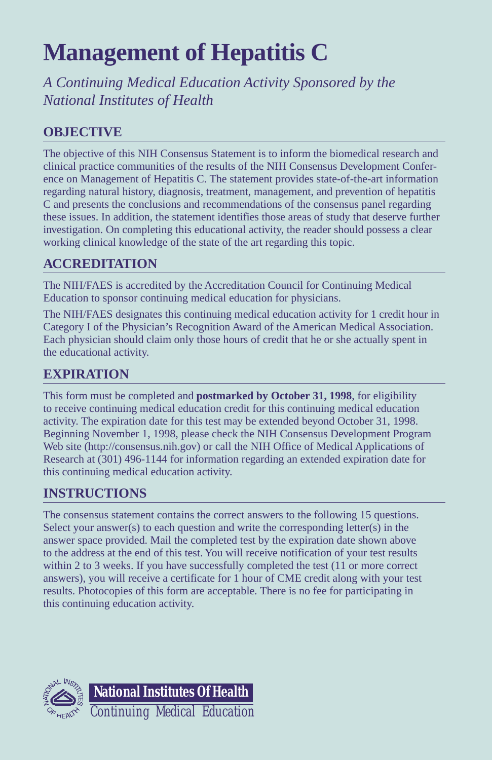# Management of Hepatitis C

*A Continuing Medical Education Activity Sponsored by the National Institutes of Health*

## OBJECTIVE

The objective of this NIH Consensus Statement is to inform the biomedical research and clinical practice communities of the results of the NIH Consensus Development Conference on Management of Hepatitis C. The statement provides state-of-the-art information regarding natural history, diagnosis, treatment, management, and prevention of hepatitis C and presents the conclusions and recommendations of the consensus panel regarding these issues. In addition, the statement identifies those areas of study that deserve further investigation. On completing this educational activity, the reader should possess a clear working clinical knowledge of the state of the art regarding this topic.

## ACCREDITATION

The NIH/FAES is accredited by the Accreditation Council for Continuing Medical Education to sponsor continuing medical education for physicians.

The NIH/FAES designates this continuing medical education activity for 1 credit hour in Category I of the Physician's Recognition Award of the American Medical Association. Each physician should claim only those hours of credit that he or she actually spent in the educational activity.

## EXPIRATION

This form must be completed and **postmarked by October 31, 1998**, for eligibility to receive continuing medical education credit for this continuing medical education activity. The expiration date for this test may be extended beyond October 31, 1998. Beginning November 1, 1998, please check the NIH Consensus Development Program Web site (http://consensus.nih.gov) or call the NIH Office of Medical Applications of Research at (301) 496-1144 for information regarding an extended expiration date for this continuing medical education activity.

## INSTRUCTIONS

The consensus statement contains the correct answers to the following 15 questions. Select your answer(s) to each question and write the corresponding letter(s) in the answer space provided. Mail the completed test by the expiration date shown above to the address at the end of this test. You will receive notification of your test results within 2 to 3 weeks. If you have successfully completed the test (11 or more correct answers), you will receive a certificate for 1 hour of CME credit along with your test results. Photocopies of this form are acceptable. There is no fee for participating in this continuing education activity.

**National Institutes Of Health**

Continuing Medical Education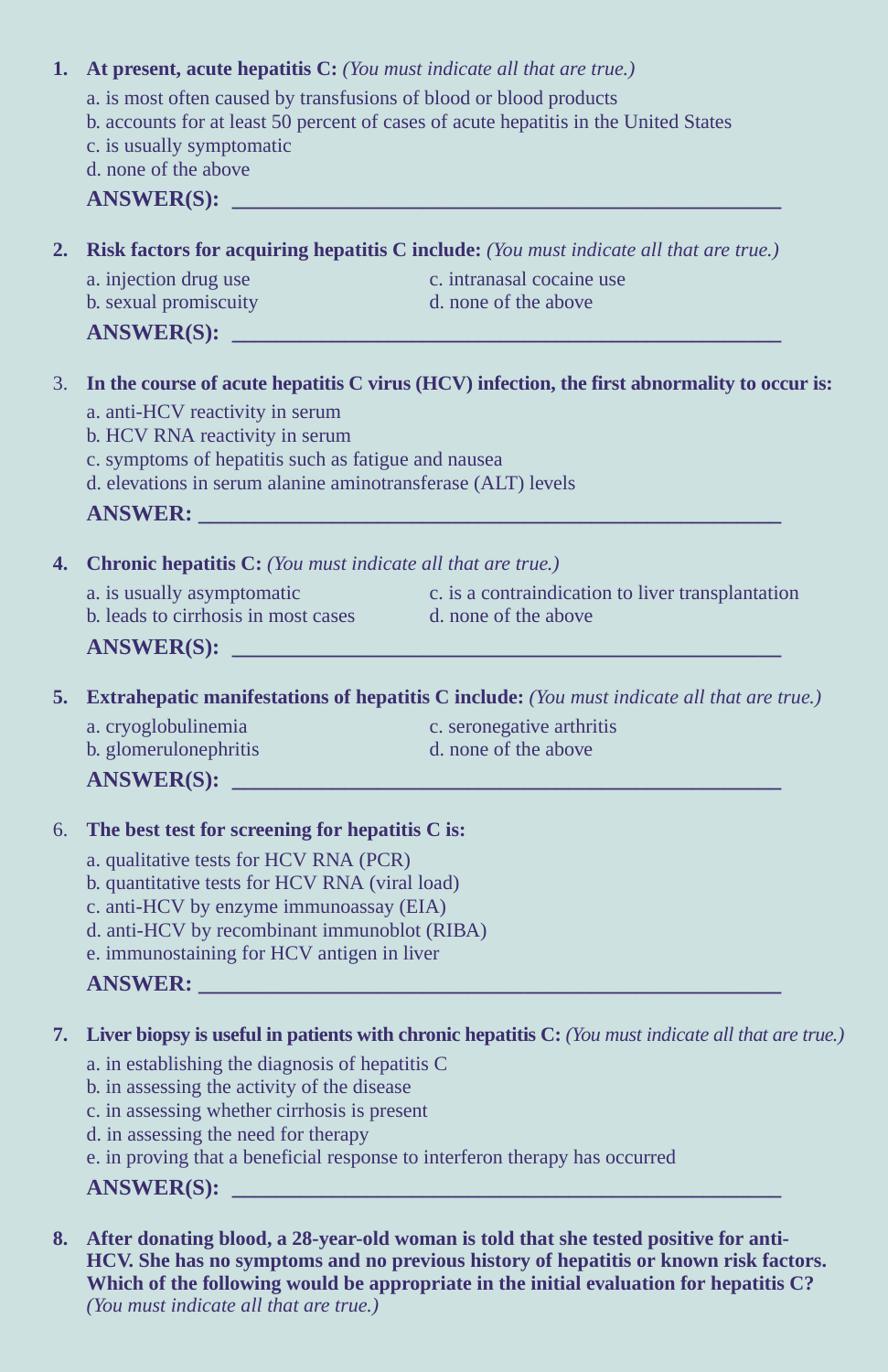**1. At present, acute hepatitis C:** *(You must indicate all that are true.)*

a. is most often caused by transfusions of blood or blood products
b. accounts for at least 50 percent of cases of acute hepatitis in the United States
c. is usually symptomatic
d. none of the above

**ANSWER(S):** ____________________________________________

**2. Risk factors for acquiring hepatitis C include:** *(You must indicate all that are true.)*

a. injection drug use
b. sexual promiscuity
c. intranasal cocaine use
d. none of the above

**ANSWER(S):** ____________________________________________

3. **In the course of acute hepatitis C virus (HCV) infection, the first abnormality to occur is:**

a. anti-HCV reactivity in serum
b. HCV RNA reactivity in serum
c. symptoms of hepatitis such as fatigue and nausea
d. elevations in serum alanine aminotransferase (ALT) levels

**ANSWER:** ____________________________________________

**4. Chronic hepatitis C:** *(You must indicate all that are true.)*

a. is usually asymptomatic
b. leads to cirrhosis in most cases
c. is a contraindication to liver transplantation
d. none of the above

**ANSWER(S):** ____________________________________________

**5. Extrahepatic manifestations of hepatitis C include:** *(You must indicate all that are true.)*

a. cryoglobulinemia
b. glomerulonephritis
c. seronegative arthritis
d. none of the above

**ANSWER(S):** ____________________________________________

6. **The best test for screening for hepatitis C is:**

a. qualitative tests for HCV RNA (PCR)
b. quantitative tests for HCV RNA (viral load)
c. anti-HCV by enzyme immunoassay (EIA)
d. anti-HCV by recombinant immunoblot (RIBA)
e. immunostaining for HCV antigen in liver

**ANSWER:** ____________________________________________

**7. Liver biopsy is useful in patients with chronic hepatitis C:** *(You must indicate all that are true.)*

a. in establishing the diagnosis of hepatitis C
b. in assessing the activity of the disease
c. in assessing whether cirrhosis is present
d. in assessing the need for therapy
e. in proving that a beneficial response to interferon therapy has occurred

**ANSWER(S):** ____________________________________________

**8. After donating blood, a 28-year-old woman is told that she tested positive for anti-HCV. She has no symptoms and no previous history of hepatitis or known risk factors. Which of the following would be appropriate in the initial evaluation for hepatitis C?** *(You must indicate all that are true.)*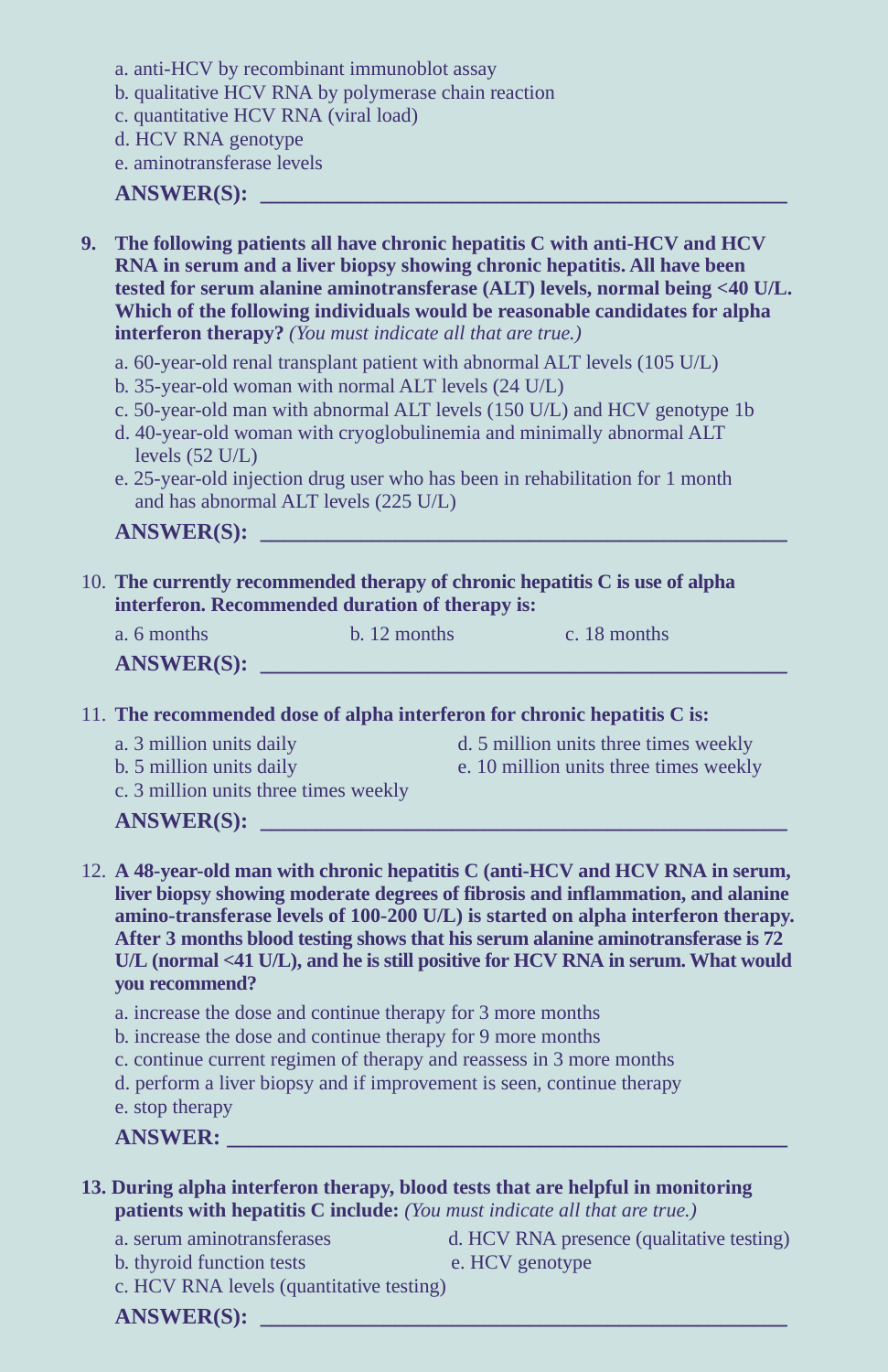a. anti-HCV by recombinant immunoblot assay
b. qualitative HCV RNA by polymerase chain reaction
c. quantitative HCV RNA (viral load)
d. HCV RNA genotype
e. aminotransferase levels

**ANSWER(S): ______________________________________________**

9. **The following patients all have chronic hepatitis C with anti-HCV and HCV RNA in serum and a liver biopsy showing chronic hepatitis. All have been tested for serum alanine aminotransferase (ALT) levels, normal being <40 U/L. Which of the following individuals would be reasonable candidates for alpha interferon therapy?** *(You must indicate all that are true.)*

   a. 60-year-old renal transplant patient with abnormal ALT levels (105 U/L)
   b. 35-year-old woman with normal ALT levels (24 U/L)
   c. 50-year-old man with abnormal ALT levels (150 U/L) and HCV genotype 1b
   d. 40-year-old woman with cryoglobulinemia and minimally abnormal ALT levels (52 U/L)
   e. 25-year-old injection drug user who has been in rehabilitation for 1 month and has abnormal ALT levels (225 U/L)

   **ANSWER(S): ______________________________________________**

10. **The currently recommended therapy of chronic hepatitis C is use of alpha interferon. Recommended duration of therapy is:**

    a. 6 months
    b. 12 months
    c. 18 months

    **ANSWER(S): ______________________________________________**

11. **The recommended dose of alpha interferon for chronic hepatitis C is:**

    a. 3 million units daily
    b. 5 million units daily
    c. 3 million units three times weekly
    d. 5 million units three times weekly
    e. 10 million units three times weekly

    **ANSWER(S): ______________________________________________**

12. **A 48-year-old man with chronic hepatitis C (anti-HCV and HCV RNA in serum, liver biopsy showing moderate degrees of fibrosis and inflammation, and alanine amino-transferase levels of 100-200 U/L) is started on alpha interferon therapy. After 3 months blood testing shows that his serum alanine aminotransferase is 72 U/L (normal <41 U/L), and he is still positive for HCV RNA in serum. What would you recommend?**

    a. increase the dose and continue therapy for 3 more months
    b. increase the dose and continue therapy for 9 more months
    c. continue current regimen of therapy and reassess in 3 more months
    d. perform a liver biopsy and if improvement is seen, continue therapy
    e. stop therapy

    **ANSWER: ______________________________________________**

13. **During alpha interferon therapy, blood tests that are helpful in monitoring patients with hepatitis C include:** *(You must indicate all that are true.)*

    a. serum aminotransferases
    b. thyroid function tests
    c. HCV RNA levels (quantitative testing)
    d. HCV RNA presence (qualitative testing)
    e. HCV genotype

    **ANSWER(S): ______________________________________________**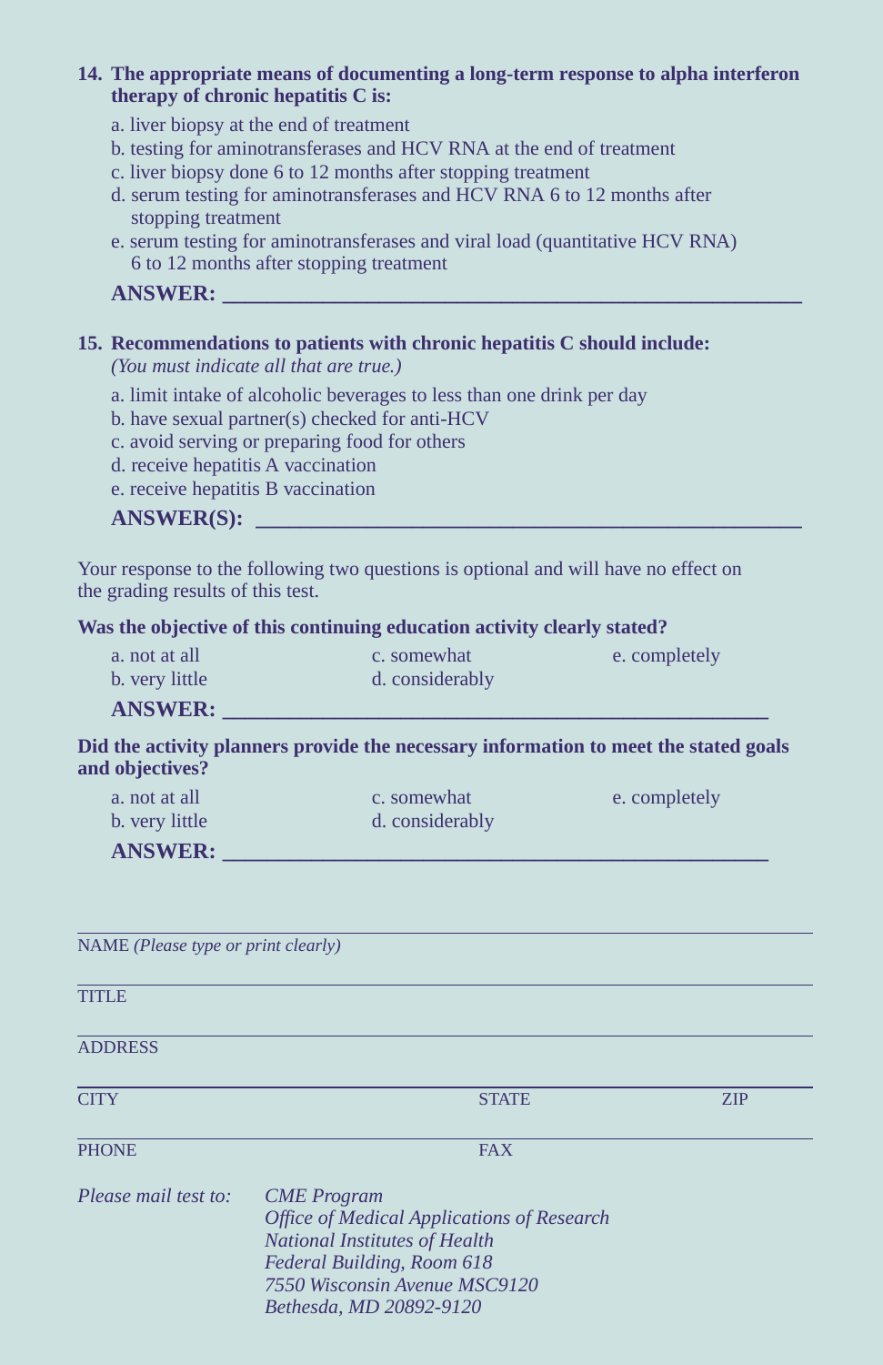**14. The appropriate means of documenting a long-term response to alpha interferon therapy of chronic hepatitis C is:**

a. liver biopsy at the end of treatment
b. testing for aminotransferases and HCV RNA at the end of treatment
c. liver biopsy done 6 to 12 months after stopping treatment
d. serum testing for aminotransferases and HCV RNA 6 to 12 months after stopping treatment
e. serum testing for aminotransferases and viral load (quantitative HCV RNA) 6 to 12 months after stopping treatment

**ANSWER: ______________________________________________**

**15. Recommendations to patients with chronic hepatitis C should include:**
*(You must indicate all that are true.)*

a. limit intake of alcoholic beverages to less than one drink per day
b. have sexual partner(s) checked for anti-HCV
c. avoid serving or preparing food for others
d. receive hepatitis A vaccination
e. receive hepatitis B vaccination

**ANSWER(S): ______________________________________________**

Your response to the following two questions is optional and will have no effect on the grading results of this test.

**Was the objective of this continuing education activity clearly stated?**

a. not at all
b. very little
c. somewhat
d. considerably
e. completely

**ANSWER: ______________________________________________**

**Did the activity planners provide the necessary information to meet the stated goals and objectives?**

a. not at all
b. very little
c. somewhat
d. considerably
e. completely

**ANSWER: ______________________________________________**

______________________________________________
NAME *(Please type or print clearly)*

______________________________________________
TITLE

______________________________________________
ADDRESS

______________________________________________
CITY STATE ZIP

______________________________________________
PHONE FAX

*Please mail test to:*
*CME Program*
*Office of Medical Applications of Research*
*National Institutes of Health*
*Federal Building, Room 618*
*7550 Wisconsin Avenue MSC9120*
*Bethesda, MD 20892-9120*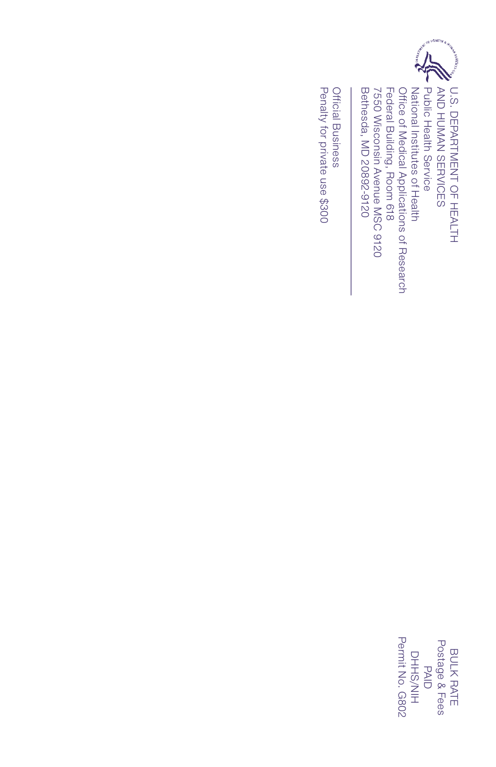U.S. DEPARTMENT OF HEALTH
AND HUMAN SERVICES
Public Health Service
National Institutes of Health
Office of Medical Applications of Research
Federal Building, Room 618
7550 Wisconsin Avenue MSC 9120
Bethesda, MD 20892-9120

Official Business
Penalty for private use $300

BULK RATE
Postage & Fees
PAID
DHHS/NIH
Permit No. G802